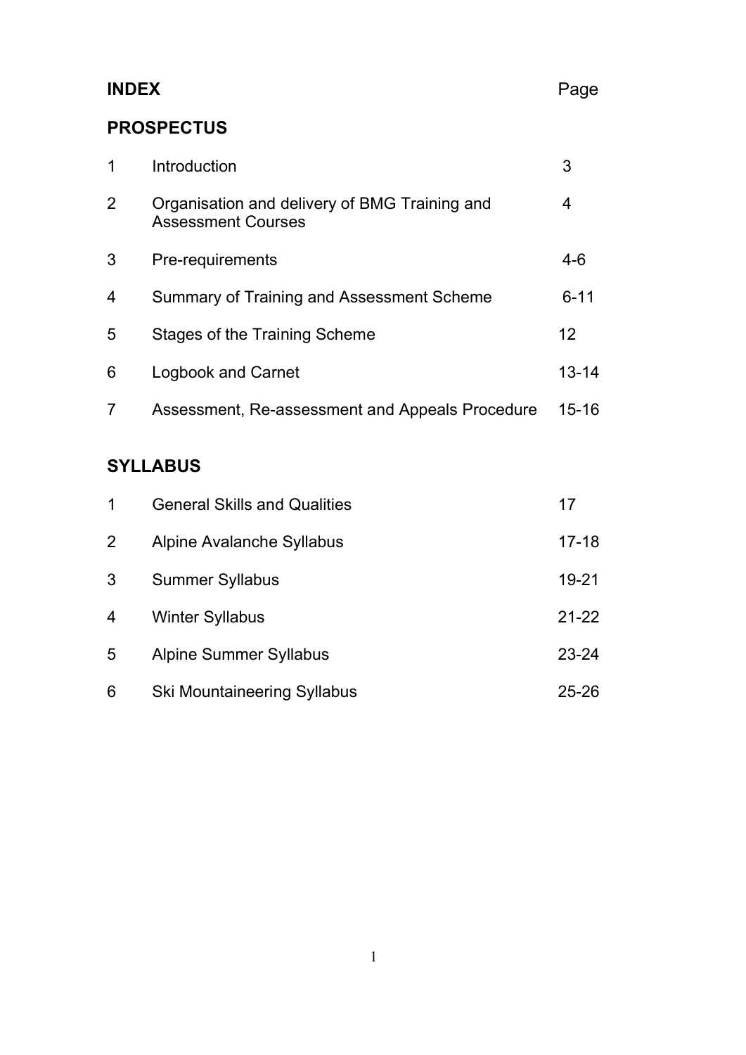# INDEX

| | | Page |
|---|---|---|
| **PROSPECTUS** | | |
| 1 | Introduction | 3 |
| 2 | Organisation and delivery of BMG Training and Assessment Courses | 4 |
| 3 | Pre-requirements | 4-6 |
| 4 | Summary of Training and Assessment Scheme | 6-11 |
| 5 | Stages of the Training Scheme | 12 |
| 6 | Logbook and Carnet | 13-14 |
| 7 | Assessment, Re-assessment and Appeals Procedure | 15-16 |
| **SYLLABUS** | | |
| 1 | General Skills and Qualities | 17 |
| 2 | Alpine Avalanche Syllabus | 17-18 |
| 3 | Summer Syllabus | 19-21 |
| 4 | Winter Syllabus | 21-22 |
| 5 | Alpine Summer Syllabus | 23-24 |
| 6 | Ski Mountaineering Syllabus | 25-26 |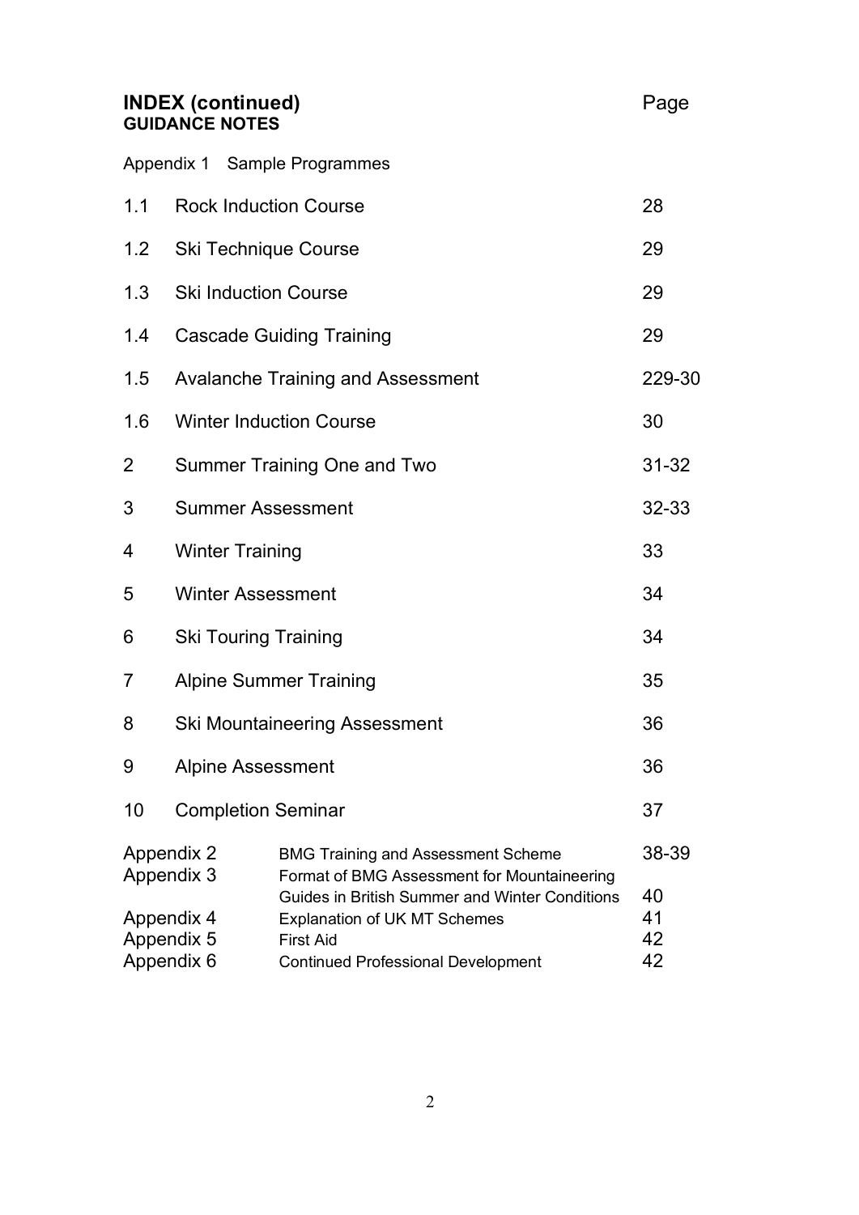## INDEX (continued)
### GUIDANCE NOTES

| | | Page |
|---|---|---|
| Appendix 1 | Sample Programmes | |
| 1.1 | Rock Induction Course | 28 |
| 1.2 | Ski Technique Course | 29 |
| 1.3 | Ski Induction Course | 29 |
| 1.4 | Cascade Guiding Training | 29 |
| 1.5 | Avalanche Training and Assessment | 229-30 |
| 1.6 | Winter Induction Course | 30 |
| 2 | Summer Training One and Two | 31-32 |
| 3 | Summer Assessment | 32-33 |
| 4 | Winter Training | 33 |
| 5 | Winter Assessment | 34 |
| 6 | Ski Touring Training | 34 |
| 7 | Alpine Summer Training | 35 |
| 8 | Ski Mountaineering Assessment | 36 |
| 9 | Alpine Assessment | 36 |
| 10 | Completion Seminar | 37 |
| Appendix 2 | BMG Training and Assessment Scheme | 38-39 |
| Appendix 3 | Format of BMG Assessment for Mountaineering Guides in British Summer and Winter Conditions | 40 |
| Appendix 4 | Explanation of UK MT Schemes | 41 |
| Appendix 5 | First Aid | 42 |
| Appendix 6 | Continued Professional Development | 42 |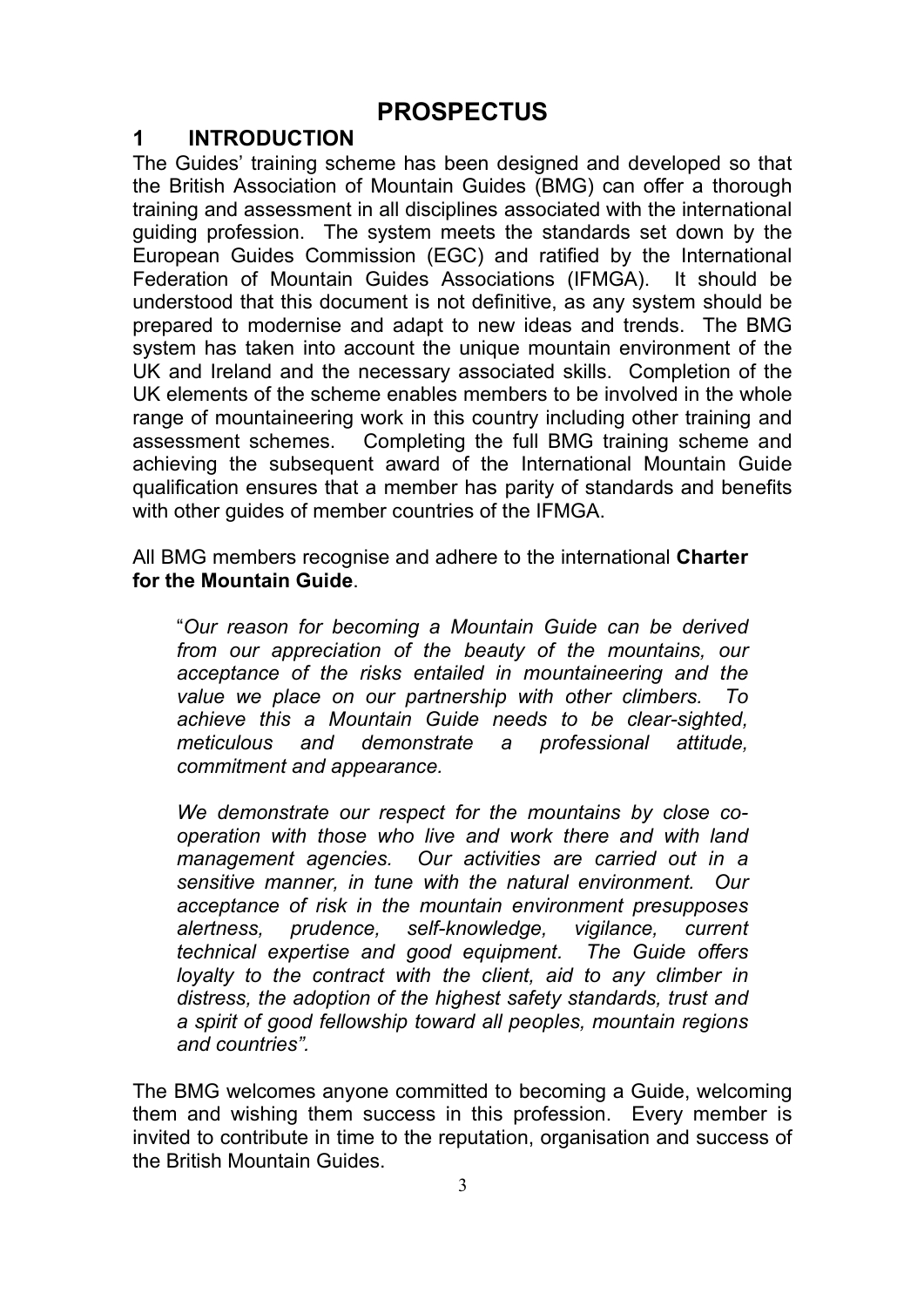# PROSPECTUS

## 1 INTRODUCTION

The Guides' training scheme has been designed and developed so that the British Association of Mountain Guides (BMG) can offer a thorough training and assessment in all disciplines associated with the international guiding profession. The system meets the standards set down by the European Guides Commission (EGC) and ratified by the International Federation of Mountain Guides Associations (IFMGA). It should be understood that this document is not definitive, as any system should be prepared to modernise and adapt to new ideas and trends. The BMG system has taken into account the unique mountain environment of the UK and Ireland and the necessary associated skills. Completion of the UK elements of the scheme enables members to be involved in the whole range of mountaineering work in this country including other training and assessment schemes. Completing the full BMG training scheme and achieving the subsequent award of the International Mountain Guide qualification ensures that a member has parity of standards and benefits with other guides of member countries of the IFMGA.

All BMG members recognise and adhere to the international **Charter for the Mountain Guide**.

> "*Our reason for becoming a Mountain Guide can be derived from our appreciation of the beauty of the mountains, our acceptance of the risks entailed in mountaineering and the value we place on our partnership with other climbers. To achieve this a Mountain Guide needs to be clear-sighted, meticulous and demonstrate a professional attitude, commitment and appearance.*
>
> *We demonstrate our respect for the mountains by close co-operation with those who live and work there and with land management agencies. Our activities are carried out in a sensitive manner, in tune with the natural environment. Our acceptance of risk in the mountain environment presupposes alertness, prudence, self-knowledge, vigilance, current technical expertise and good equipment. The Guide offers loyalty to the contract with the client, aid to any climber in distress, the adoption of the highest safety standards, trust and a spirit of good fellowship toward all peoples, mountain regions and countries".*

The BMG welcomes anyone committed to becoming a Guide, welcoming them and wishing them success in this profession. Every member is invited to contribute in time to the reputation, organisation and success of the British Mountain Guides.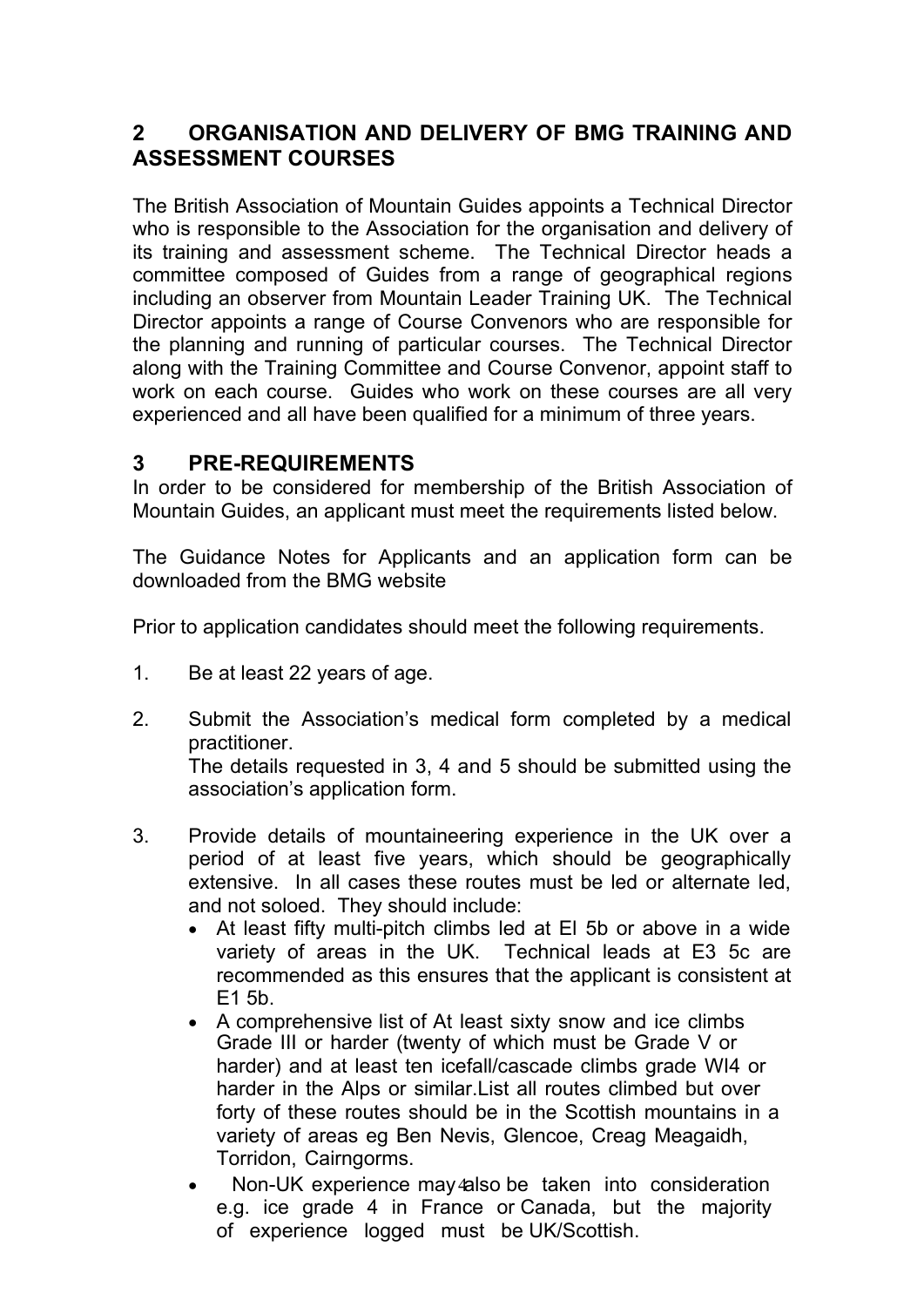## 2 ORGANISATION AND DELIVERY OF BMG TRAINING AND ASSESSMENT COURSES

The British Association of Mountain Guides appoints a Technical Director who is responsible to the Association for the organisation and delivery of its training and assessment scheme. The Technical Director heads a committee composed of Guides from a range of geographical regions including an observer from Mountain Leader Training UK. The Technical Director appoints a range of Course Convenors who are responsible for the planning and running of particular courses. The Technical Director along with the Training Committee and Course Convenor, appoint staff to work on each course. Guides who work on these courses are all very experienced and all have been qualified for a minimum of three years.

## 3 PRE-REQUIREMENTS

In order to be considered for membership of the British Association of Mountain Guides, an applicant must meet the requirements listed below.

The Guidance Notes for Applicants and an application form can be downloaded from the BMG website

Prior to application candidates should meet the following requirements.

1. Be at least 22 years of age.

2. Submit the Association's medical form completed by a medical practitioner.
   The details requested in 3, 4 and 5 should be submitted using the association's application form.

3. Provide details of mountaineering experience in the UK over a period of at least five years, which should be geographically extensive. In all cases these routes must be led or alternate led, and not soloed. They should include:
   - At least fifty multi-pitch climbs led at El 5b or above in a wide variety of areas in the UK. Technical leads at E3 5c are recommended as this ensures that the applicant is consistent at E1 5b.
   - A comprehensive list of At least sixty snow and ice climbs Grade III or harder (twenty of which must be Grade V or harder) and at least ten icefall/cascade climbs grade WI4 or harder in the Alps or similar.List all routes climbed but over forty of these routes should be in the Scottish mountains in a variety of areas eg Ben Nevis, Glencoe, Creag Meagaidh, Torridon, Cairngorms.
   - Non-UK experience may also be taken into consideration e.g. ice grade 4 in France or Canada, but the majority of experience logged must be UK/Scottish.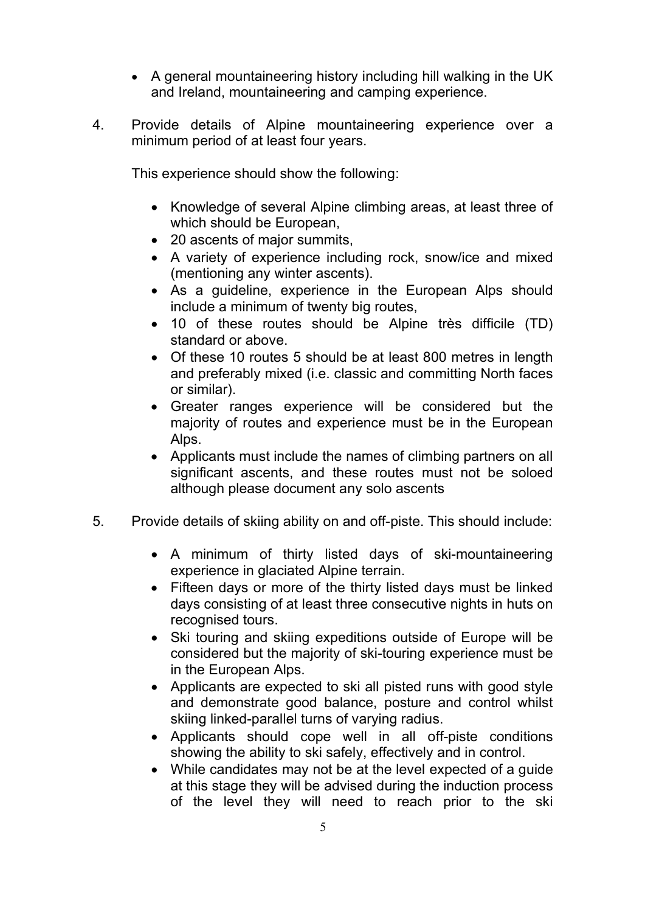- A general mountaineering history including hill walking in the UK and Ireland, mountaineering and camping experience.

4. Provide details of Alpine mountaineering experience over a minimum period of at least four years.

   This experience should show the following:

   - Knowledge of several Alpine climbing areas, at least three of which should be European,
   - 20 ascents of major summits,
   - A variety of experience including rock, snow/ice and mixed (mentioning any winter ascents).
   - As a guideline, experience in the European Alps should include a minimum of twenty big routes,
   - 10 of these routes should be Alpine très difficile (TD) standard or above.
   - Of these 10 routes 5 should be at least 800 metres in length and preferably mixed (i.e. classic and committing North faces or similar).
   - Greater ranges experience will be considered but the majority of routes and experience must be in the European Alps.
   - Applicants must include the names of climbing partners on all significant ascents, and these routes must not be soloed although please document any solo ascents

5. Provide details of skiing ability on and off-piste. This should include:

   - A minimum of thirty listed days of ski-mountaineering experience in glaciated Alpine terrain.
   - Fifteen days or more of the thirty listed days must be linked days consisting of at least three consecutive nights in huts on recognised tours.
   - Ski touring and skiing expeditions outside of Europe will be considered but the majority of ski-touring experience must be in the European Alps.
   - Applicants are expected to ski all pisted runs with good style and demonstrate good balance, posture and control whilst skiing linked-parallel turns of varying radius.
   - Applicants should cope well in all off-piste conditions showing the ability to ski safely, effectively and in control.
   - While candidates may not be at the level expected of a guide at this stage they will be advised during the induction process of the level they will need to reach prior to the ski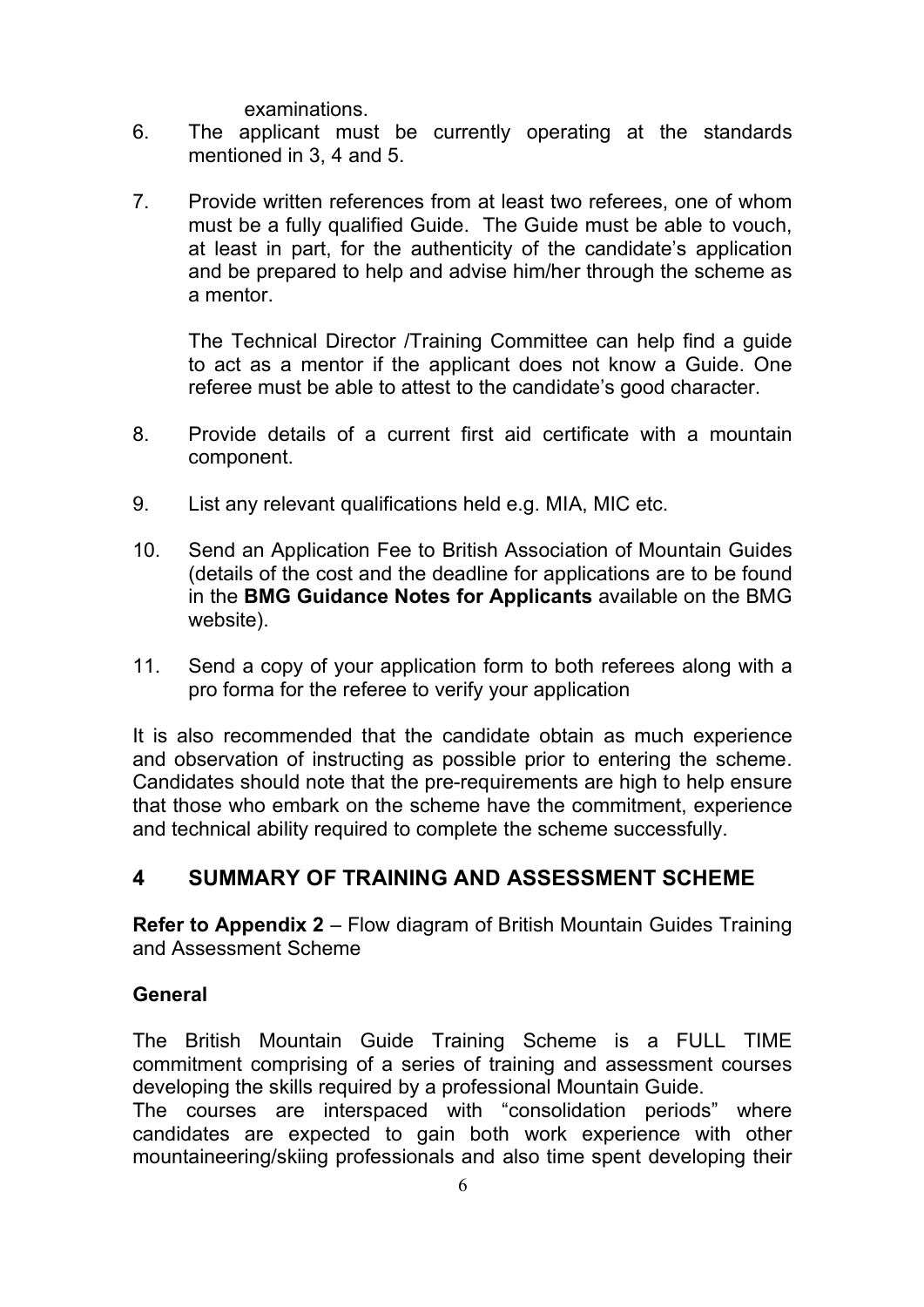examinations.

6. The applicant must be currently operating at the standards mentioned in 3, 4 and 5.

7. Provide written references from at least two referees, one of whom must be a fully qualified Guide. The Guide must be able to vouch, at least in part, for the authenticity of the candidate's application and be prepared to help and advise him/her through the scheme as a mentor.

   The Technical Director /Training Committee can help find a guide to act as a mentor if the applicant does not know a Guide. One referee must be able to attest to the candidate's good character.

8. Provide details of a current first aid certificate with a mountain component.

9. List any relevant qualifications held e.g. MIA, MIC etc.

10. Send an Application Fee to British Association of Mountain Guides (details of the cost and the deadline for applications are to be found in the **BMG Guidance Notes for Applicants** available on the BMG website).

11. Send a copy of your application form to both referees along with a pro forma for the referee to verify your application

It is also recommended that the candidate obtain as much experience and observation of instructing as possible prior to entering the scheme. Candidates should note that the pre-requirements are high to help ensure that those who embark on the scheme have the commitment, experience and technical ability required to complete the scheme successfully.

## 4 SUMMARY OF TRAINING AND ASSESSMENT SCHEME

**Refer to Appendix 2** – Flow diagram of British Mountain Guides Training and Assessment Scheme

### General

The British Mountain Guide Training Scheme is a FULL TIME commitment comprising of a series of training and assessment courses developing the skills required by a professional Mountain Guide.
The courses are interspaced with "consolidation periods" where candidates are expected to gain both work experience with other mountaineering/skiing professionals and also time spent developing their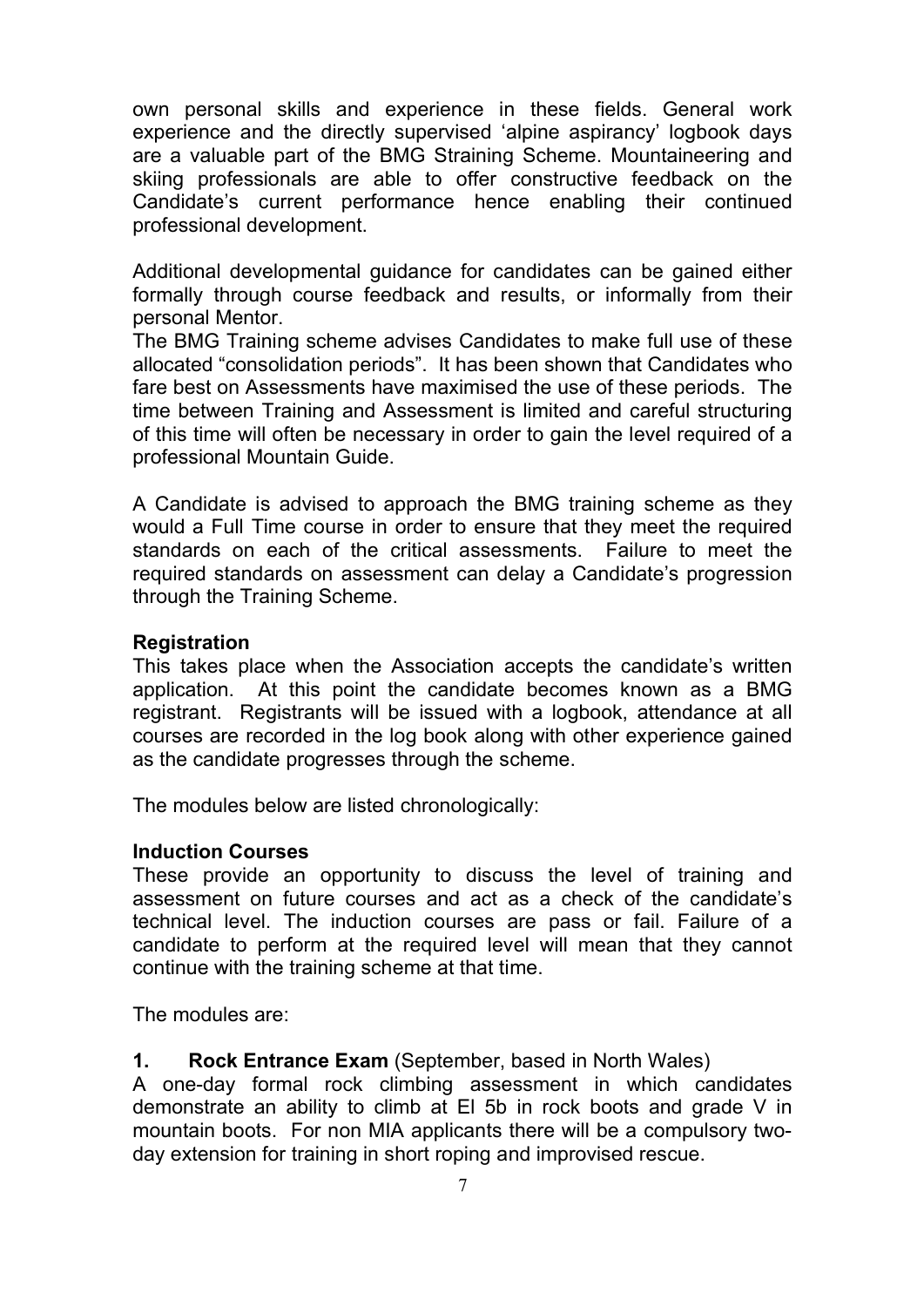own personal skills and experience in these fields. General work experience and the directly supervised 'alpine aspirancy' logbook days are a valuable part of the BMG Straining Scheme. Mountaineering and skiing professionals are able to offer constructive feedback on the Candidate's current performance hence enabling their continued professional development.

Additional developmental guidance for candidates can be gained either formally through course feedback and results, or informally from their personal Mentor.
The BMG Training scheme advises Candidates to make full use of these allocated "consolidation periods". It has been shown that Candidates who fare best on Assessments have maximised the use of these periods. The time between Training and Assessment is limited and careful structuring of this time will often be necessary in order to gain the level required of a professional Mountain Guide.

A Candidate is advised to approach the BMG training scheme as they would a Full Time course in order to ensure that they meet the required standards on each of the critical assessments. Failure to meet the required standards on assessment can delay a Candidate's progression through the Training Scheme.

**Registration**
This takes place when the Association accepts the candidate's written application. At this point the candidate becomes known as a BMG registrant. Registrants will be issued with a logbook, attendance at all courses are recorded in the log book along with other experience gained as the candidate progresses through the scheme.

The modules below are listed chronologically:

**Induction Courses**
These provide an opportunity to discuss the level of training and assessment on future courses and act as a check of the candidate's technical level. The induction courses are pass or fail. Failure of a candidate to perform at the required level will mean that they cannot continue with the training scheme at that time.

The modules are:

**1. Rock Entrance Exam** (September, based in North Wales)
A one-day formal rock climbing assessment in which candidates demonstrate an ability to climb at El 5b in rock boots and grade V in mountain boots. For non MIA applicants there will be a compulsory two-day extension for training in short roping and improvised rescue.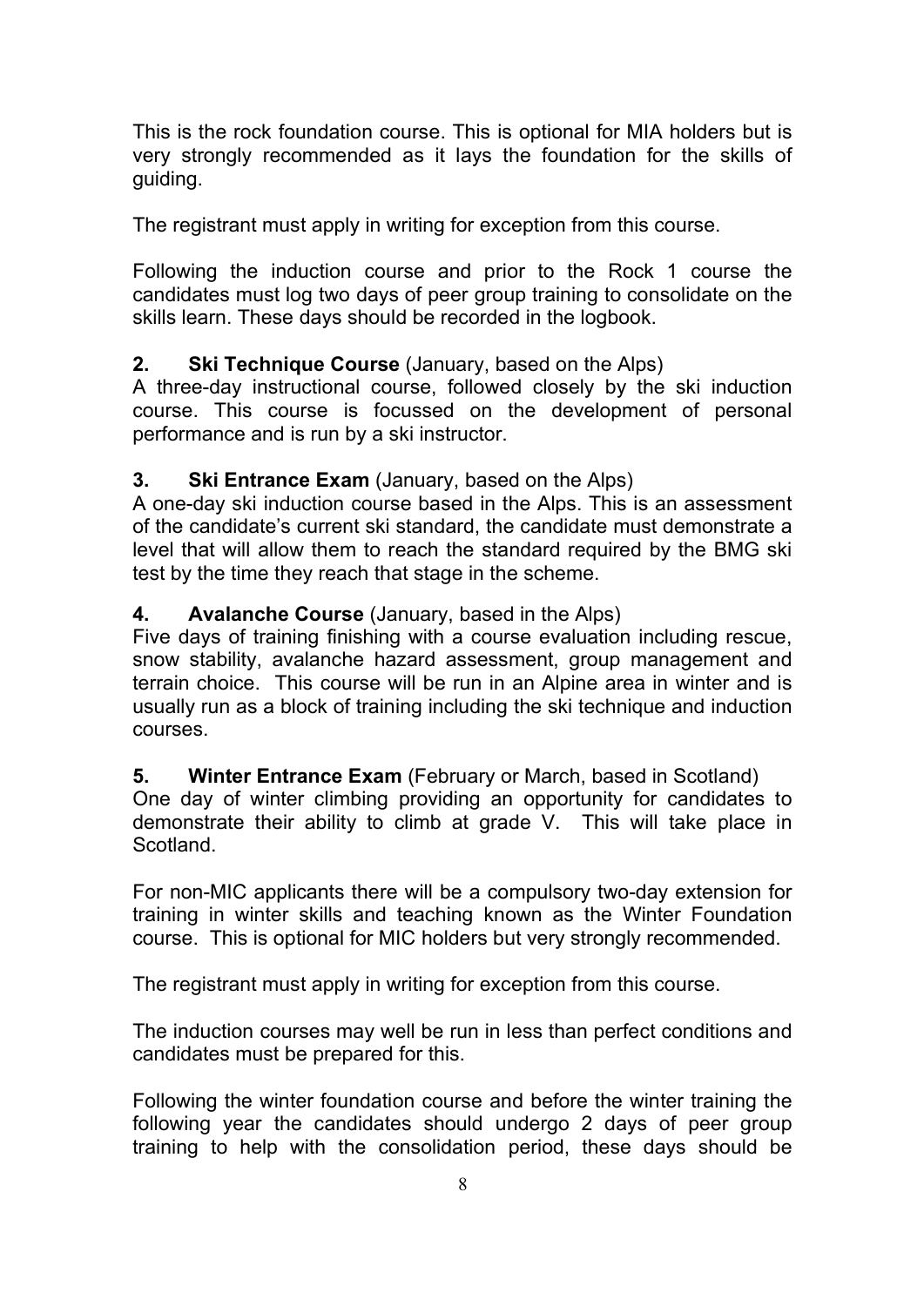This is the rock foundation course. This is optional for MIA holders but is very strongly recommended as it lays the foundation for the skills of guiding.

The registrant must apply in writing for exception from this course.

Following the induction course and prior to the Rock 1 course the candidates must log two days of peer group training to consolidate on the skills learn. These days should be recorded in the logbook.

**2. Ski Technique Course** (January, based on the Alps)
A three-day instructional course, followed closely by the ski induction course. This course is focussed on the development of personal performance and is run by a ski instructor.

**3. Ski Entrance Exam** (January, based on the Alps)
A one-day ski induction course based in the Alps. This is an assessment of the candidate's current ski standard, the candidate must demonstrate a level that will allow them to reach the standard required by the BMG ski test by the time they reach that stage in the scheme.

**4. Avalanche Course** (January, based in the Alps)
Five days of training finishing with a course evaluation including rescue, snow stability, avalanche hazard assessment, group management and terrain choice. This course will be run in an Alpine area in winter and is usually run as a block of training including the ski technique and induction courses.

**5. Winter Entrance Exam** (February or March, based in Scotland)
One day of winter climbing providing an opportunity for candidates to demonstrate their ability to climb at grade V. This will take place in Scotland.

For non-MIC applicants there will be a compulsory two-day extension for training in winter skills and teaching known as the Winter Foundation course. This is optional for MIC holders but very strongly recommended.

The registrant must apply in writing for exception from this course.

The induction courses may well be run in less than perfect conditions and candidates must be prepared for this.

Following the winter foundation course and before the winter training the following year the candidates should undergo 2 days of peer group training to help with the consolidation period, these days should be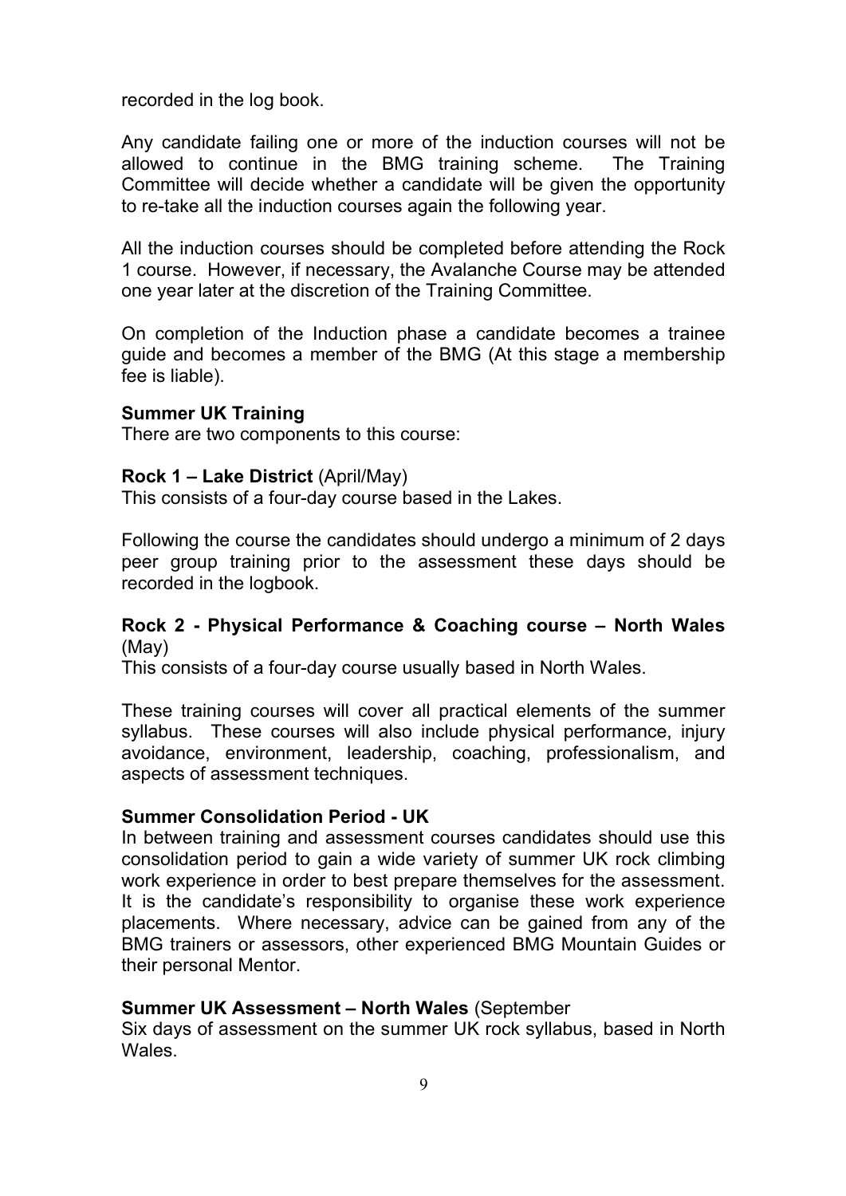recorded in the log book.

Any candidate failing one or more of the induction courses will not be allowed to continue in the BMG training scheme. The Training Committee will decide whether a candidate will be given the opportunity to re-take all the induction courses again the following year.

All the induction courses should be completed before attending the Rock 1 course. However, if necessary, the Avalanche Course may be attended one year later at the discretion of the Training Committee.

On completion of the Induction phase a candidate becomes a trainee guide and becomes a member of the BMG (At this stage a membership fee is liable).

**Summer UK Training**

There are two components to this course:

**Rock 1 – Lake District** (April/May)

This consists of a four-day course based in the Lakes.

Following the course the candidates should undergo a minimum of 2 days peer group training prior to the assessment these days should be recorded in the logbook.

**Rock 2 - Physical Performance & Coaching course – North Wales** (May)

This consists of a four-day course usually based in North Wales.

These training courses will cover all practical elements of the summer syllabus. These courses will also include physical performance, injury avoidance, environment, leadership, coaching, professionalism, and aspects of assessment techniques.

**Summer Consolidation Period - UK**

In between training and assessment courses candidates should use this consolidation period to gain a wide variety of summer UK rock climbing work experience in order to best prepare themselves for the assessment. It is the candidate's responsibility to organise these work experience placements. Where necessary, advice can be gained from any of the BMG trainers or assessors, other experienced BMG Mountain Guides or their personal Mentor.

**Summer UK Assessment – North Wales** (September

Six days of assessment on the summer UK rock syllabus, based in North Wales.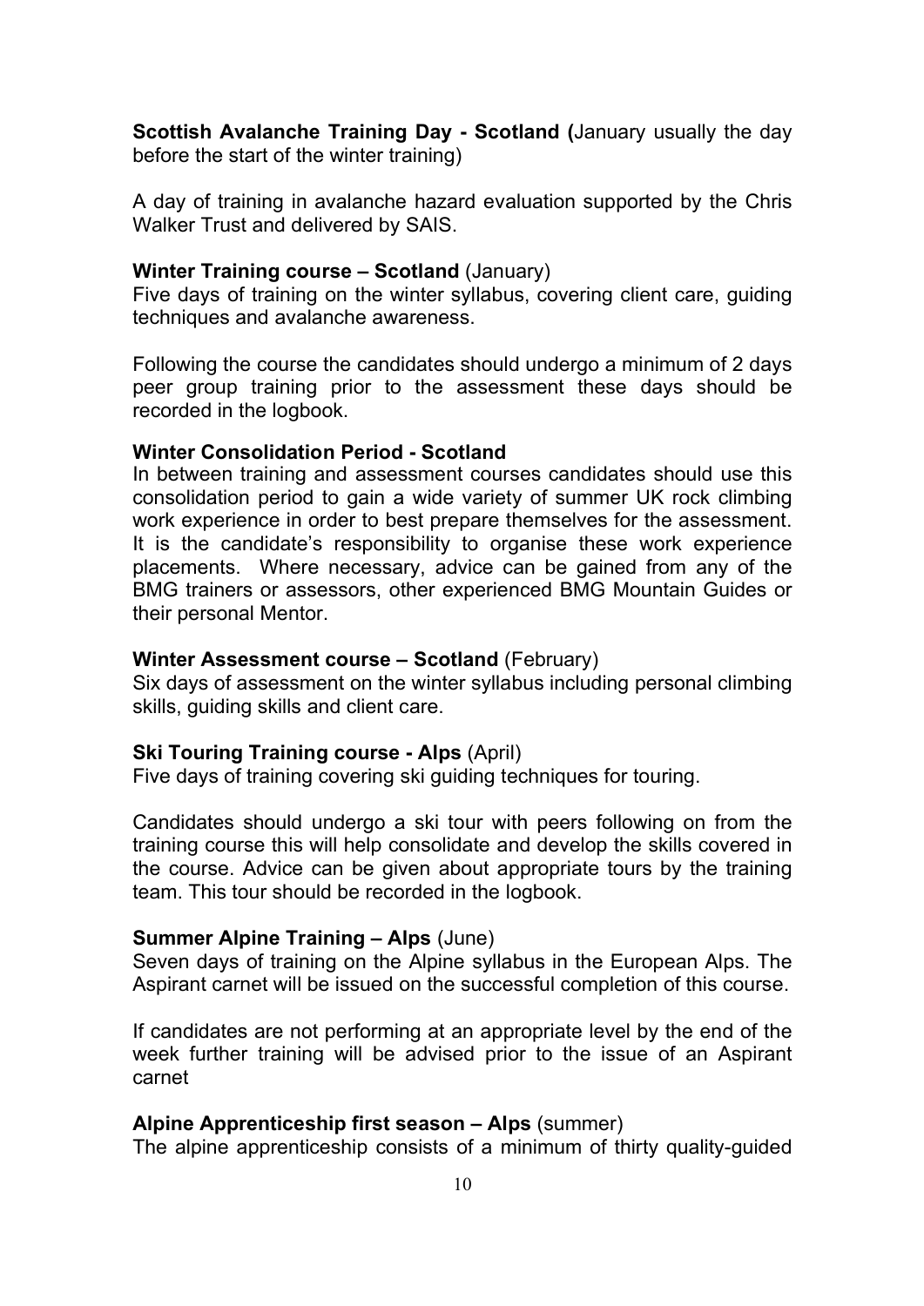**Scottish Avalanche Training Day - Scotland (**January usually the day before the start of the winter training)

A day of training in avalanche hazard evaluation supported by the Chris Walker Trust and delivered by SAIS.

**Winter Training course – Scotland** (January)
Five days of training on the winter syllabus, covering client care, guiding techniques and avalanche awareness.

Following the course the candidates should undergo a minimum of 2 days peer group training prior to the assessment these days should be recorded in the logbook.

**Winter Consolidation Period - Scotland**
In between training and assessment courses candidates should use this consolidation period to gain a wide variety of summer UK rock climbing work experience in order to best prepare themselves for the assessment. It is the candidate's responsibility to organise these work experience placements. Where necessary, advice can be gained from any of the BMG trainers or assessors, other experienced BMG Mountain Guides or their personal Mentor.

**Winter Assessment course – Scotland** (February)
Six days of assessment on the winter syllabus including personal climbing skills, guiding skills and client care.

**Ski Touring Training course - Alps** (April)
Five days of training covering ski guiding techniques for touring.

Candidates should undergo a ski tour with peers following on from the training course this will help consolidate and develop the skills covered in the course. Advice can be given about appropriate tours by the training team. This tour should be recorded in the logbook.

**Summer Alpine Training – Alps** (June)
Seven days of training on the Alpine syllabus in the European Alps. The Aspirant carnet will be issued on the successful completion of this course.

If candidates are not performing at an appropriate level by the end of the week further training will be advised prior to the issue of an Aspirant carnet

**Alpine Apprenticeship first season – Alps** (summer)
The alpine apprenticeship consists of a minimum of thirty quality-guided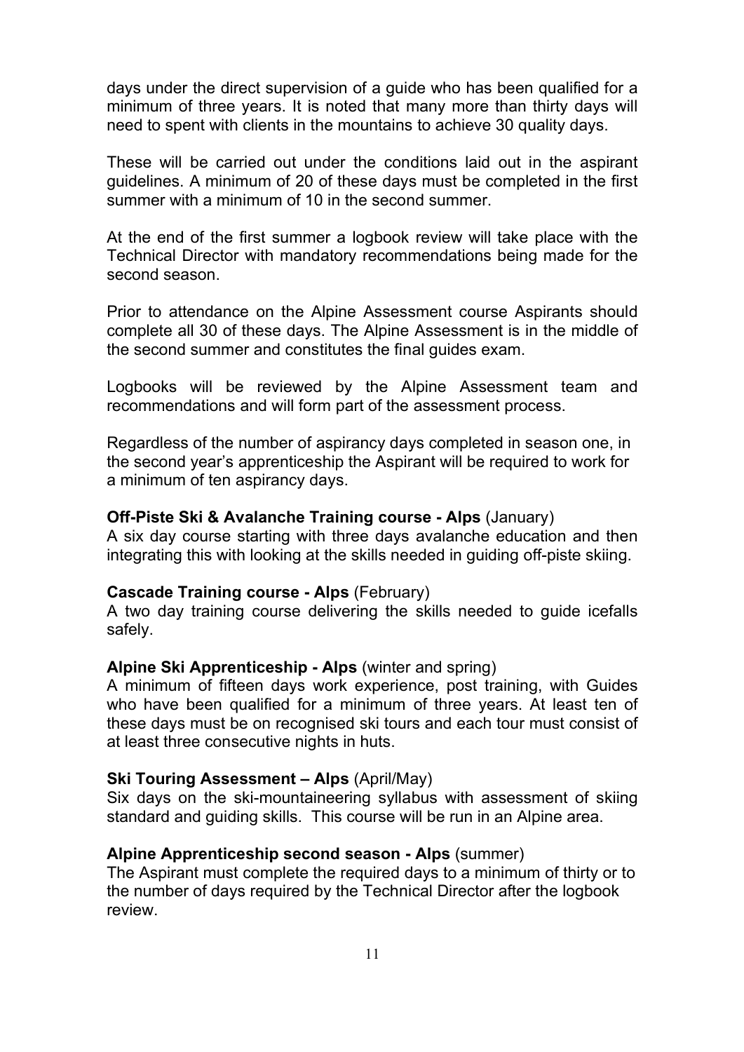days under the direct supervision of a guide who has been qualified for a minimum of three years. It is noted that many more than thirty days will need to spent with clients in the mountains to achieve 30 quality days.

These will be carried out under the conditions laid out in the aspirant guidelines. A minimum of 20 of these days must be completed in the first summer with a minimum of 10 in the second summer.

At the end of the first summer a logbook review will take place with the Technical Director with mandatory recommendations being made for the second season.

Prior to attendance on the Alpine Assessment course Aspirants should complete all 30 of these days. The Alpine Assessment is in the middle of the second summer and constitutes the final guides exam.

Logbooks will be reviewed by the Alpine Assessment team and recommendations and will form part of the assessment process.

Regardless of the number of aspirancy days completed in season one, in the second year's apprenticeship the Aspirant will be required to work for a minimum of ten aspirancy days.

**Off-Piste Ski & Avalanche Training course - Alps** (January)
A six day course starting with three days avalanche education and then integrating this with looking at the skills needed in guiding off-piste skiing.

**Cascade Training course - Alps** (February)
A two day training course delivering the skills needed to guide icefalls safely.

**Alpine Ski Apprenticeship - Alps** (winter and spring)
A minimum of fifteen days work experience, post training, with Guides who have been qualified for a minimum of three years. At least ten of these days must be on recognised ski tours and each tour must consist of at least three consecutive nights in huts.

**Ski Touring Assessment – Alps** (April/May)
Six days on the ski-mountaineering syllabus with assessment of skiing standard and guiding skills. This course will be run in an Alpine area.

**Alpine Apprenticeship second season - Alps** (summer)
The Aspirant must complete the required days to a minimum of thirty or to the number of days required by the Technical Director after the logbook review.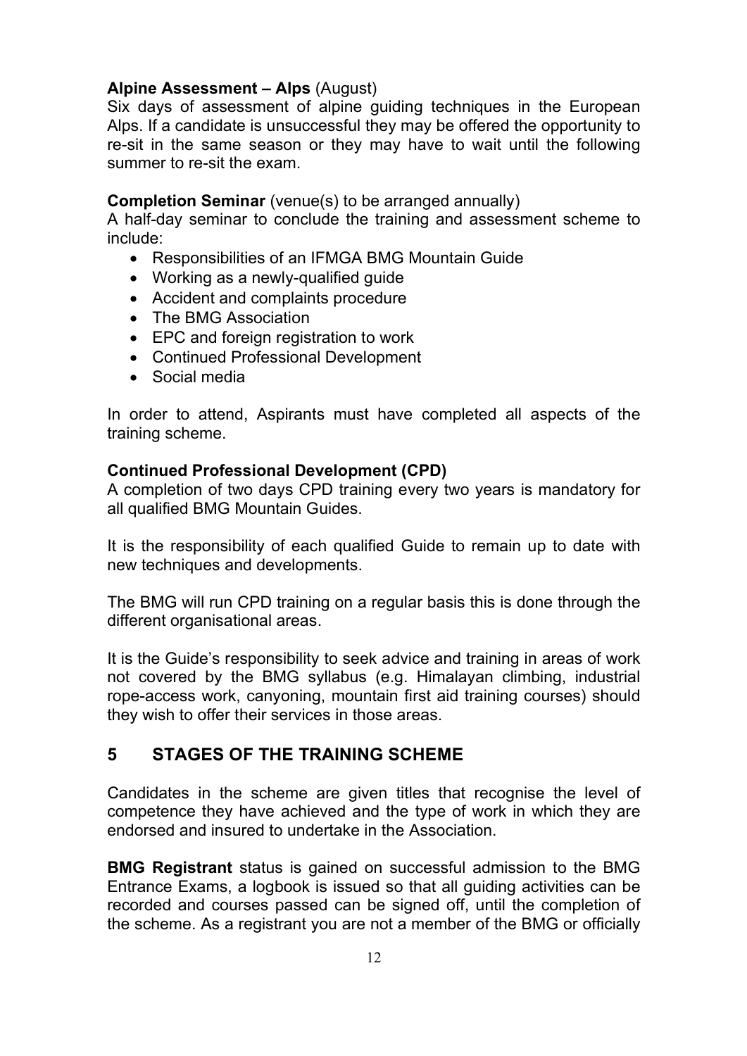**Alpine Assessment – Alps** (August)
Six days of assessment of alpine guiding techniques in the European Alps. If a candidate is unsuccessful they may be offered the opportunity to re-sit in the same season or they may have to wait until the following summer to re-sit the exam.

**Completion Seminar** (venue(s) to be arranged annually)
A half-day seminar to conclude the training and assessment scheme to include:

- Responsibilities of an IFMGA BMG Mountain Guide
- Working as a newly-qualified guide
- Accident and complaints procedure
- The BMG Association
- EPC and foreign registration to work
- Continued Professional Development
- Social media

In order to attend, Aspirants must have completed all aspects of the training scheme.

**Continued Professional Development (CPD)**
A completion of two days CPD training every two years is mandatory for all qualified BMG Mountain Guides.

It is the responsibility of each qualified Guide to remain up to date with new techniques and developments.

The BMG will run CPD training on a regular basis this is done through the different organisational areas.

It is the Guide's responsibility to seek advice and training in areas of work not covered by the BMG syllabus (e.g. Himalayan climbing, industrial rope-access work, canyoning, mountain first aid training courses) should they wish to offer their services in those areas.

## 5 STAGES OF THE TRAINING SCHEME

Candidates in the scheme are given titles that recognise the level of competence they have achieved and the type of work in which they are endorsed and insured to undertake in the Association.

**BMG Registrant** status is gained on successful admission to the BMG Entrance Exams, a logbook is issued so that all guiding activities can be recorded and courses passed can be signed off, until the completion of the scheme. As a registrant you are not a member of the BMG or officially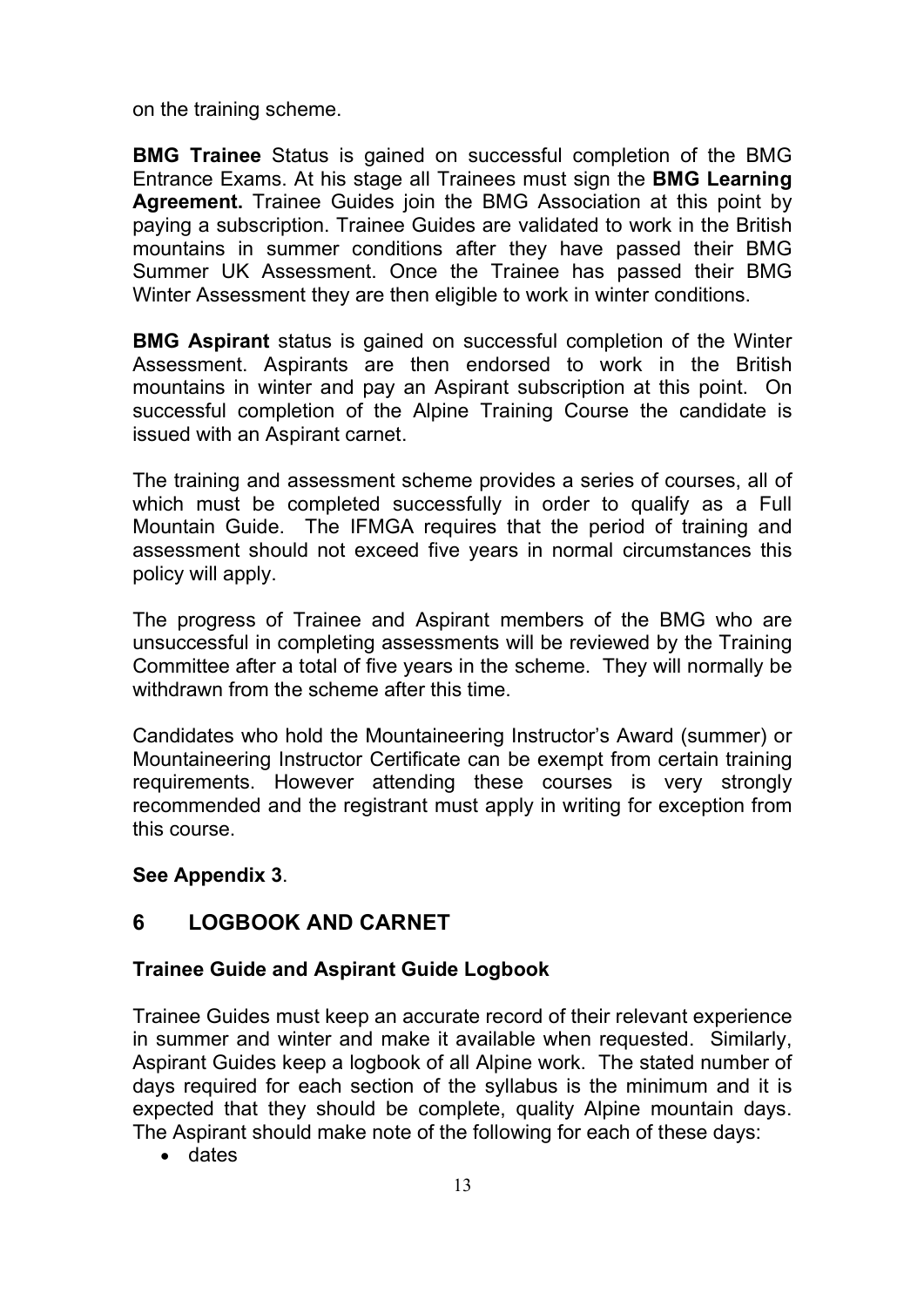on the training scheme.

**BMG Trainee** Status is gained on successful completion of the BMG Entrance Exams. At his stage all Trainees must sign the **BMG Learning Agreement.** Trainee Guides join the BMG Association at this point by paying a subscription. Trainee Guides are validated to work in the British mountains in summer conditions after they have passed their BMG Summer UK Assessment. Once the Trainee has passed their BMG Winter Assessment they are then eligible to work in winter conditions.

**BMG Aspirant** status is gained on successful completion of the Winter Assessment. Aspirants are then endorsed to work in the British mountains in winter and pay an Aspirant subscription at this point. On successful completion of the Alpine Training Course the candidate is issued with an Aspirant carnet.

The training and assessment scheme provides a series of courses, all of which must be completed successfully in order to qualify as a Full Mountain Guide. The IFMGA requires that the period of training and assessment should not exceed five years in normal circumstances this policy will apply.

The progress of Trainee and Aspirant members of the BMG who are unsuccessful in completing assessments will be reviewed by the Training Committee after a total of five years in the scheme. They will normally be withdrawn from the scheme after this time.

Candidates who hold the Mountaineering Instructor's Award (summer) or Mountaineering Instructor Certificate can be exempt from certain training requirements. However attending these courses is very strongly recommended and the registrant must apply in writing for exception from this course.

**See Appendix 3**.

## 6 LOGBOOK AND CARNET

### Trainee Guide and Aspirant Guide Logbook

Trainee Guides must keep an accurate record of their relevant experience in summer and winter and make it available when requested. Similarly, Aspirant Guides keep a logbook of all Alpine work. The stated number of days required for each section of the syllabus is the minimum and it is expected that they should be complete, quality Alpine mountain days. The Aspirant should make note of the following for each of these days:

- dates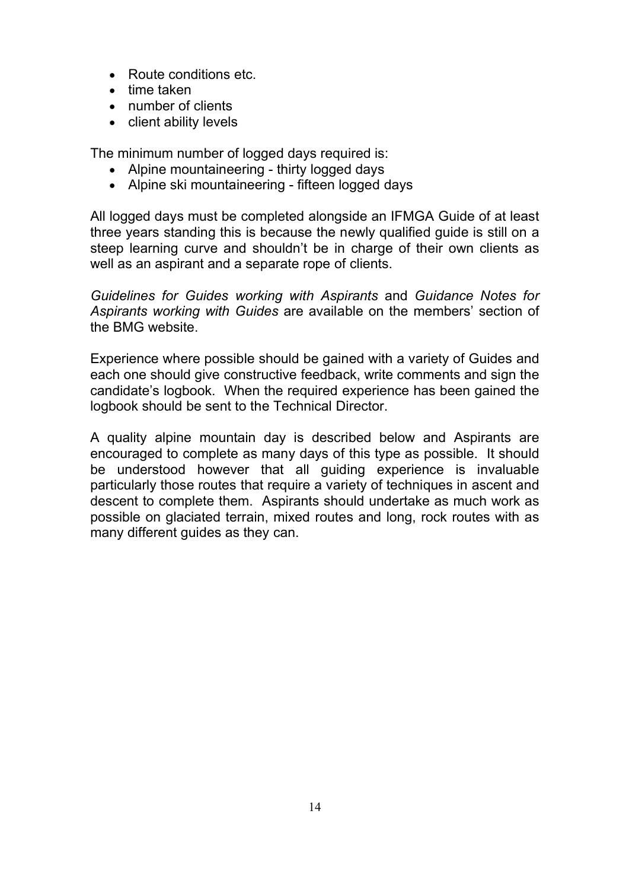- Route conditions etc.
- time taken
- number of clients
- client ability levels

The minimum number of logged days required is:

- Alpine mountaineering - thirty logged days
- Alpine ski mountaineering - fifteen logged days

All logged days must be completed alongside an IFMGA Guide of at least three years standing this is because the newly qualified guide is still on a steep learning curve and shouldn't be in charge of their own clients as well as an aspirant and a separate rope of clients.

*Guidelines for Guides working with Aspirants* and *Guidance Notes for Aspirants working with Guides* are available on the members' section of the BMG website.

Experience where possible should be gained with a variety of Guides and each one should give constructive feedback, write comments and sign the candidate's logbook. When the required experience has been gained the logbook should be sent to the Technical Director.

A quality alpine mountain day is described below and Aspirants are encouraged to complete as many days of this type as possible. It should be understood however that all guiding experience is invaluable particularly those routes that require a variety of techniques in ascent and descent to complete them. Aspirants should undertake as much work as possible on glaciated terrain, mixed routes and long, rock routes with as many different guides as they can.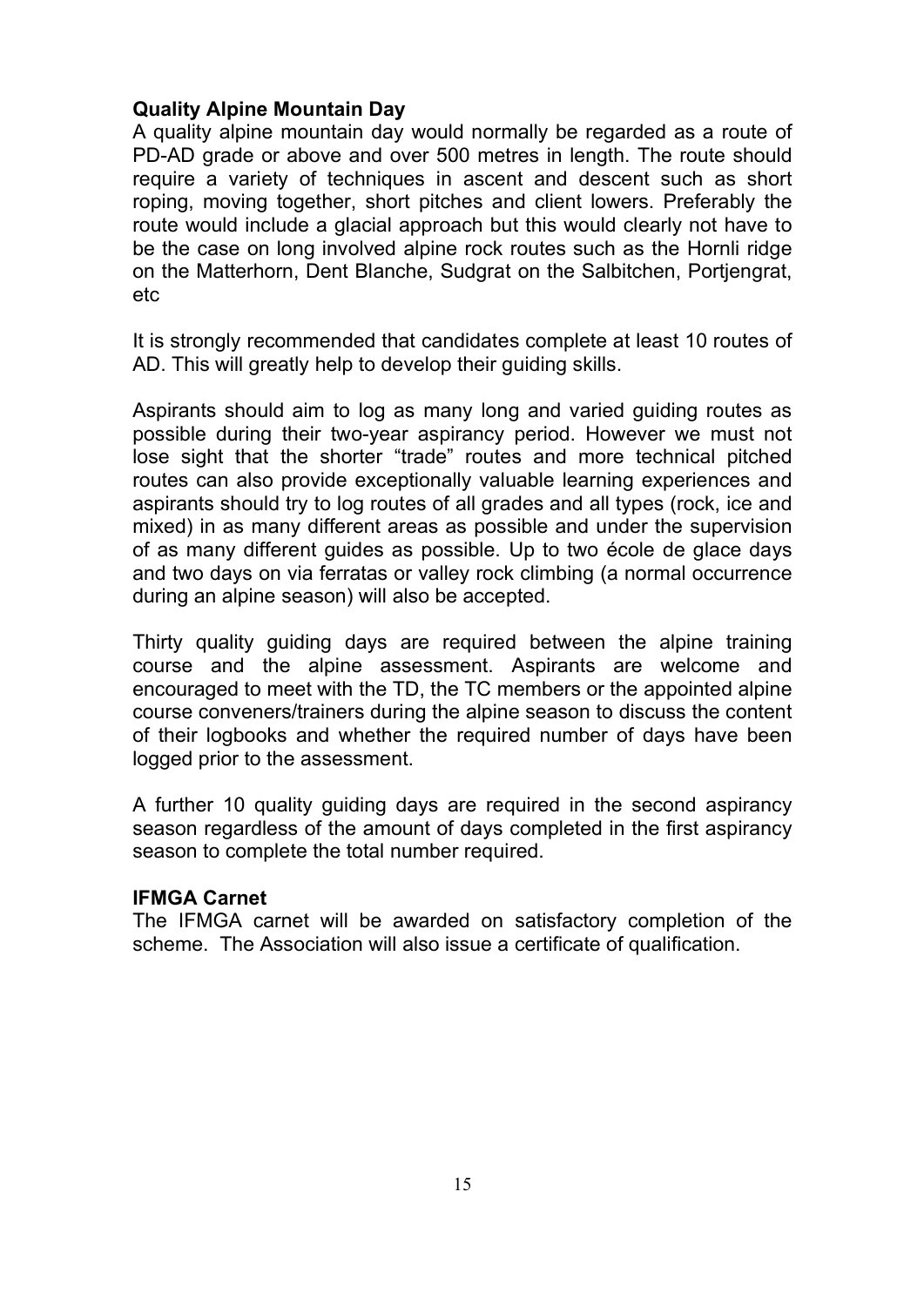**Quality Alpine Mountain Day**

A quality alpine mountain day would normally be regarded as a route of PD-AD grade or above and over 500 metres in length. The route should require a variety of techniques in ascent and descent such as short roping, moving together, short pitches and client lowers. Preferably the route would include a glacial approach but this would clearly not have to be the case on long involved alpine rock routes such as the Hornli ridge on the Matterhorn, Dent Blanche, Sudgrat on the Salbitchen, Portjengrat, etc

It is strongly recommended that candidates complete at least 10 routes of AD. This will greatly help to develop their guiding skills.

Aspirants should aim to log as many long and varied guiding routes as possible during their two-year aspirancy period. However we must not lose sight that the shorter "trade" routes and more technical pitched routes can also provide exceptionally valuable learning experiences and aspirants should try to log routes of all grades and all types (rock, ice and mixed) in as many different areas as possible and under the supervision of as many different guides as possible. Up to two école de glace days and two days on via ferratas or valley rock climbing (a normal occurrence during an alpine season) will also be accepted.

Thirty quality guiding days are required between the alpine training course and the alpine assessment. Aspirants are welcome and encouraged to meet with the TD, the TC members or the appointed alpine course conveners/trainers during the alpine season to discuss the content of their logbooks and whether the required number of days have been logged prior to the assessment.

A further 10 quality guiding days are required in the second aspirancy season regardless of the amount of days completed in the first aspirancy season to complete the total number required.

**IFMGA Carnet**

The IFMGA carnet will be awarded on satisfactory completion of the scheme. The Association will also issue a certificate of qualification.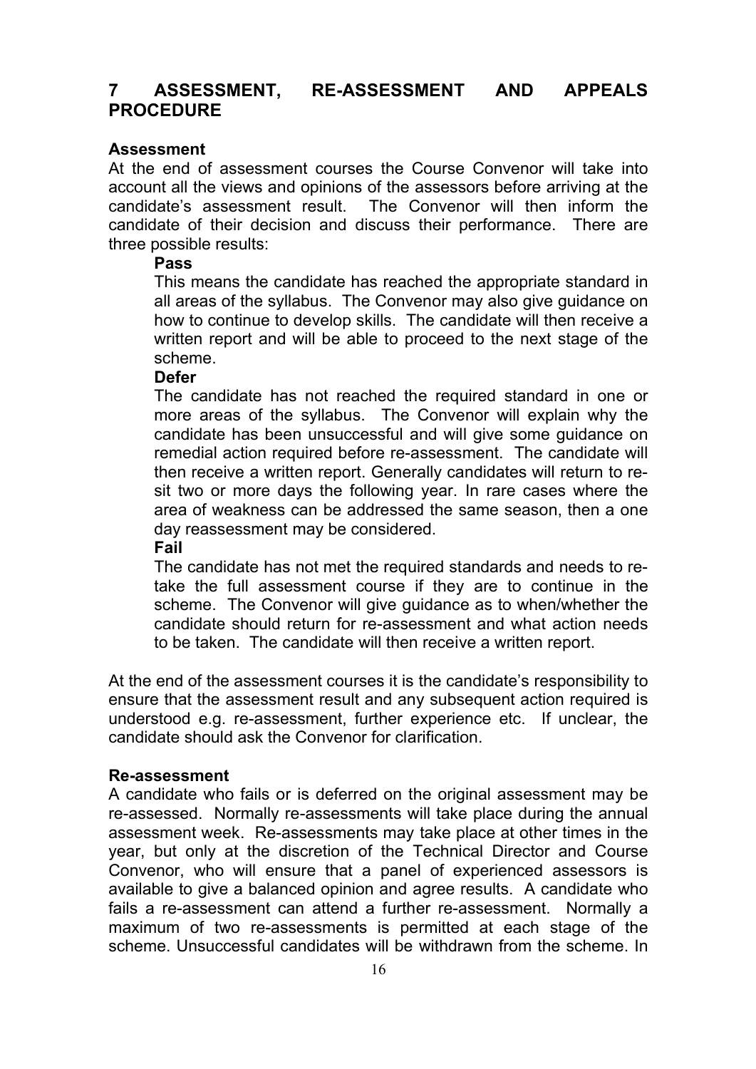## 7 ASSESSMENT, RE-ASSESSMENT AND APPEALS PROCEDURE

### Assessment

At the end of assessment courses the Course Convenor will take into account all the views and opinions of the assessors before arriving at the candidate's assessment result. The Convenor will then inform the candidate of their decision and discuss their performance. There are three possible results:

**Pass**

This means the candidate has reached the appropriate standard in all areas of the syllabus. The Convenor may also give guidance on how to continue to develop skills. The candidate will then receive a written report and will be able to proceed to the next stage of the scheme.

**Defer**

The candidate has not reached the required standard in one or more areas of the syllabus. The Convenor will explain why the candidate has been unsuccessful and will give some guidance on remedial action required before re-assessment. The candidate will then receive a written report. Generally candidates will return to re-sit two or more days the following year. In rare cases where the area of weakness can be addressed the same season, then a one day reassessment may be considered.

**Fail**

The candidate has not met the required standards and needs to re-take the full assessment course if they are to continue in the scheme. The Convenor will give guidance as to when/whether the candidate should return for re-assessment and what action needs to be taken. The candidate will then receive a written report.

At the end of the assessment courses it is the candidate's responsibility to ensure that the assessment result and any subsequent action required is understood e.g. re-assessment, further experience etc. If unclear, the candidate should ask the Convenor for clarification.

### Re-assessment

A candidate who fails or is deferred on the original assessment may be re-assessed. Normally re-assessments will take place during the annual assessment week. Re-assessments may take place at other times in the year, but only at the discretion of the Technical Director and Course Convenor, who will ensure that a panel of experienced assessors is available to give a balanced opinion and agree results. A candidate who fails a re-assessment can attend a further re-assessment. Normally a maximum of two re-assessments is permitted at each stage of the scheme. Unsuccessful candidates will be withdrawn from the scheme. In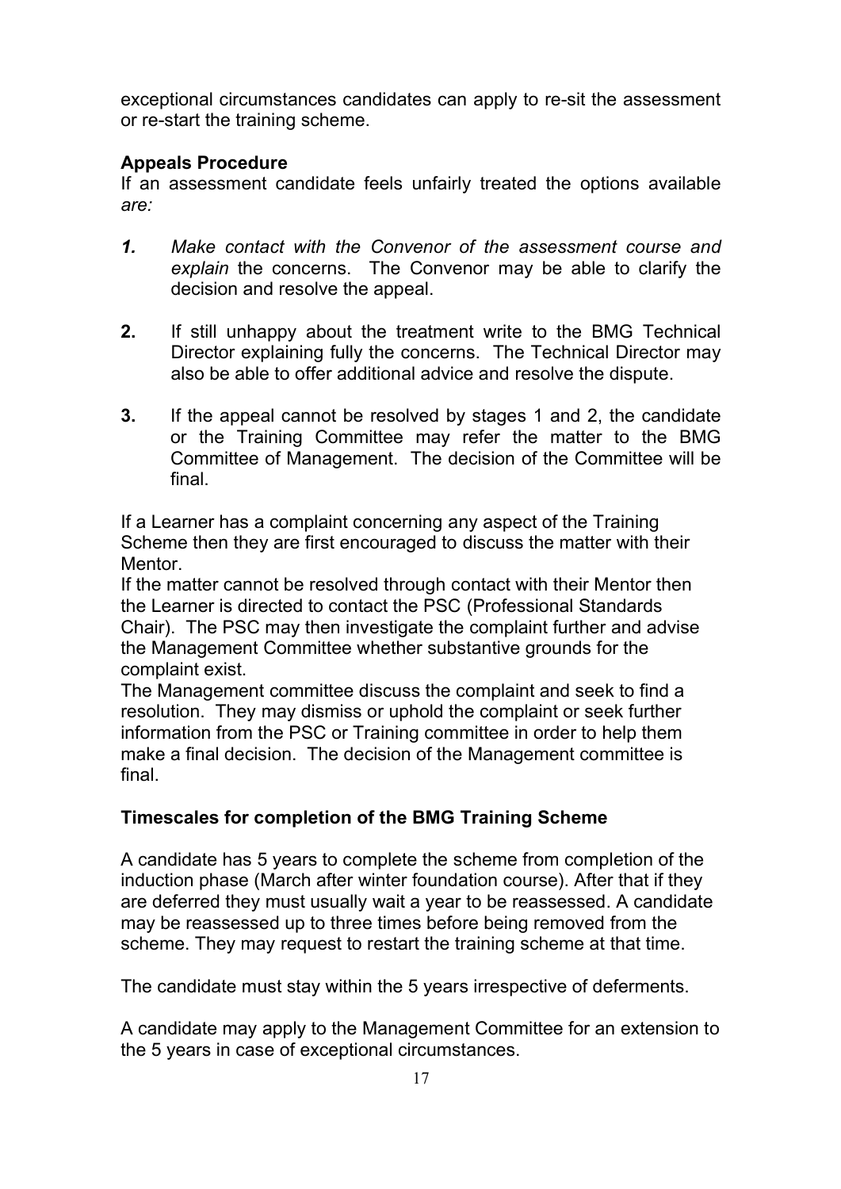exceptional circumstances candidates can apply to re-sit the assessment or re-start the training scheme.

**Appeals Procedure**

If an assessment candidate feels unfairly treated the options available *are:*

1. *Make contact with the Convenor of the assessment course and explain* the concerns. The Convenor may be able to clarify the decision and resolve the appeal.

2. If still unhappy about the treatment write to the BMG Technical Director explaining fully the concerns. The Technical Director may also be able to offer additional advice and resolve the dispute.

3. If the appeal cannot be resolved by stages 1 and 2, the candidate or the Training Committee may refer the matter to the BMG Committee of Management. The decision of the Committee will be final.

If a Learner has a complaint concerning any aspect of the Training Scheme then they are first encouraged to discuss the matter with their Mentor.

If the matter cannot be resolved through contact with their Mentor then the Learner is directed to contact the PSC (Professional Standards Chair). The PSC may then investigate the complaint further and advise the Management Committee whether substantive grounds for the complaint exist.

The Management committee discuss the complaint and seek to find a resolution. They may dismiss or uphold the complaint or seek further information from the PSC or Training committee in order to help them make a final decision. The decision of the Management committee is final.

**Timescales for completion of the BMG Training Scheme**

A candidate has 5 years to complete the scheme from completion of the induction phase (March after winter foundation course). After that if they are deferred they must usually wait a year to be reassessed. A candidate may be reassessed up to three times before being removed from the scheme. They may request to restart the training scheme at that time.

The candidate must stay within the 5 years irrespective of deferments.

A candidate may apply to the Management Committee for an extension to the 5 years in case of exceptional circumstances.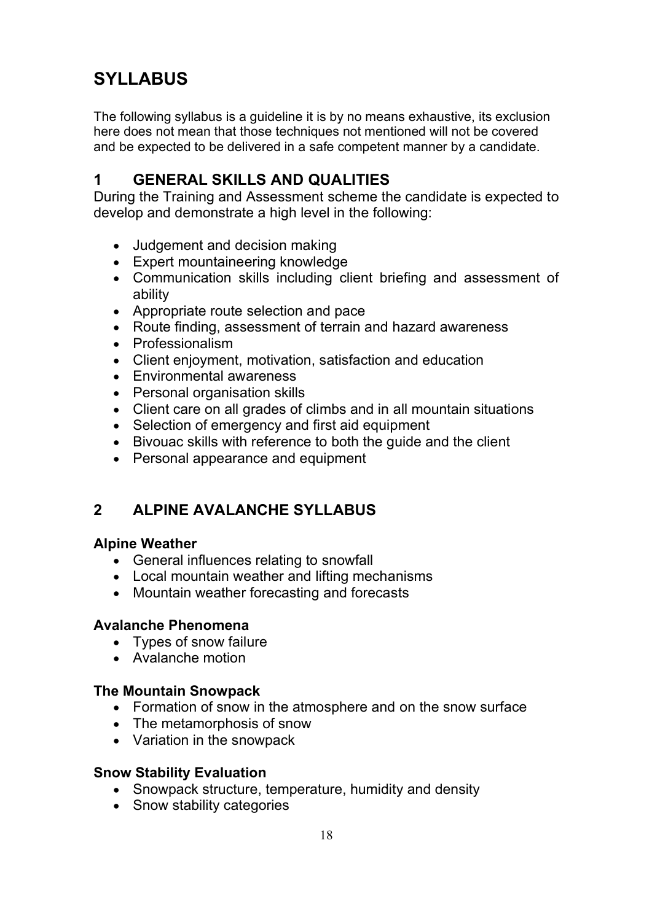# SYLLABUS

The following syllabus is a guideline it is by no means exhaustive, its exclusion here does not mean that those techniques not mentioned will not be covered and be expected to be delivered in a safe competent manner by a candidate.

## 1 GENERAL SKILLS AND QUALITIES

During the Training and Assessment scheme the candidate is expected to develop and demonstrate a high level in the following:

- Judgement and decision making
- Expert mountaineering knowledge
- Communication skills including client briefing and assessment of ability
- Appropriate route selection and pace
- Route finding, assessment of terrain and hazard awareness
- Professionalism
- Client enjoyment, motivation, satisfaction and education
- Environmental awareness
- Personal organisation skills
- Client care on all grades of climbs and in all mountain situations
- Selection of emergency and first aid equipment
- Bivouac skills with reference to both the guide and the client
- Personal appearance and equipment

## 2 ALPINE AVALANCHE SYLLABUS

### Alpine Weather

- General influences relating to snowfall
- Local mountain weather and lifting mechanisms
- Mountain weather forecasting and forecasts

### Avalanche Phenomena

- Types of snow failure
- Avalanche motion

### The Mountain Snowpack

- Formation of snow in the atmosphere and on the snow surface
- The metamorphosis of snow
- Variation in the snowpack

### Snow Stability Evaluation

- Snowpack structure, temperature, humidity and density
- Snow stability categories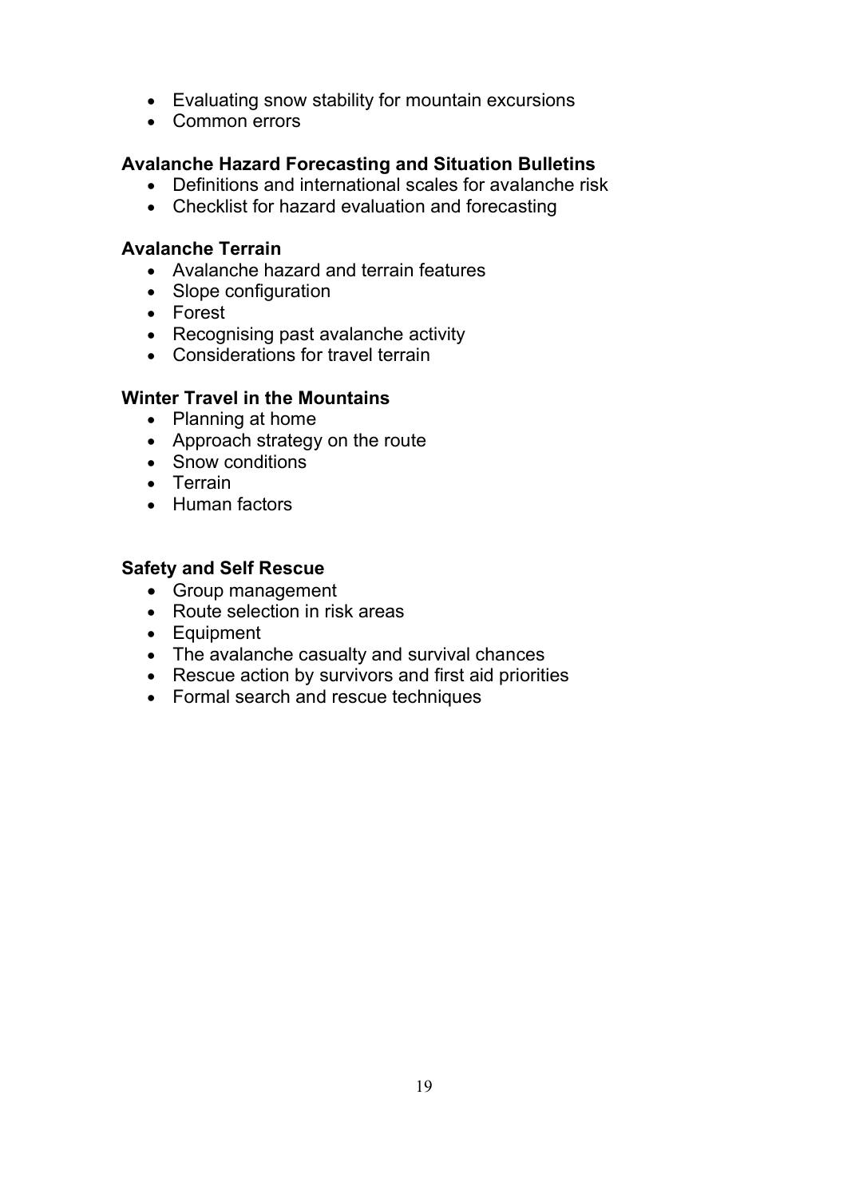- Evaluating snow stability for mountain excursions
- Common errors

**Avalanche Hazard Forecasting and Situation Bulletins**

- Definitions and international scales for avalanche risk
- Checklist for hazard evaluation and forecasting

**Avalanche Terrain**

- Avalanche hazard and terrain features
- Slope configuration
- Forest
- Recognising past avalanche activity
- Considerations for travel terrain

**Winter Travel in the Mountains**

- Planning at home
- Approach strategy on the route
- Snow conditions
- Terrain
- Human factors

**Safety and Self Rescue**

- Group management
- Route selection in risk areas
- Equipment
- The avalanche casualty and survival chances
- Rescue action by survivors and first aid priorities
- Formal search and rescue techniques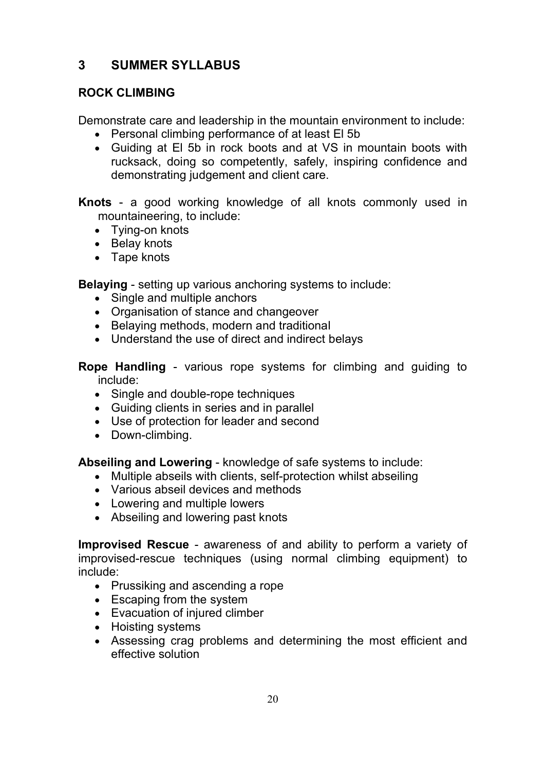## 3 SUMMER SYLLABUS

### ROCK CLIMBING

Demonstrate care and leadership in the mountain environment to include:

- Personal climbing performance of at least El 5b
- Guiding at El 5b in rock boots and at VS in mountain boots with rucksack, doing so competently, safely, inspiring confidence and demonstrating judgement and client care.

**Knots** - a good working knowledge of all knots commonly used in mountaineering, to include:

- Tying-on knots
- Belay knots
- Tape knots

**Belaying** - setting up various anchoring systems to include:

- Single and multiple anchors
- Organisation of stance and changeover
- Belaying methods, modern and traditional
- Understand the use of direct and indirect belays

**Rope Handling** - various rope systems for climbing and guiding to include:

- Single and double-rope techniques
- Guiding clients in series and in parallel
- Use of protection for leader and second
- Down-climbing.

**Abseiling and Lowering** - knowledge of safe systems to include:

- Multiple abseils with clients, self-protection whilst abseiling
- Various abseil devices and methods
- Lowering and multiple lowers
- Abseiling and lowering past knots

**Improvised Rescue** - awareness of and ability to perform a variety of improvised-rescue techniques (using normal climbing equipment) to include:

- Prussiking and ascending a rope
- Escaping from the system
- Evacuation of injured climber
- Hoisting systems
- Assessing crag problems and determining the most efficient and effective solution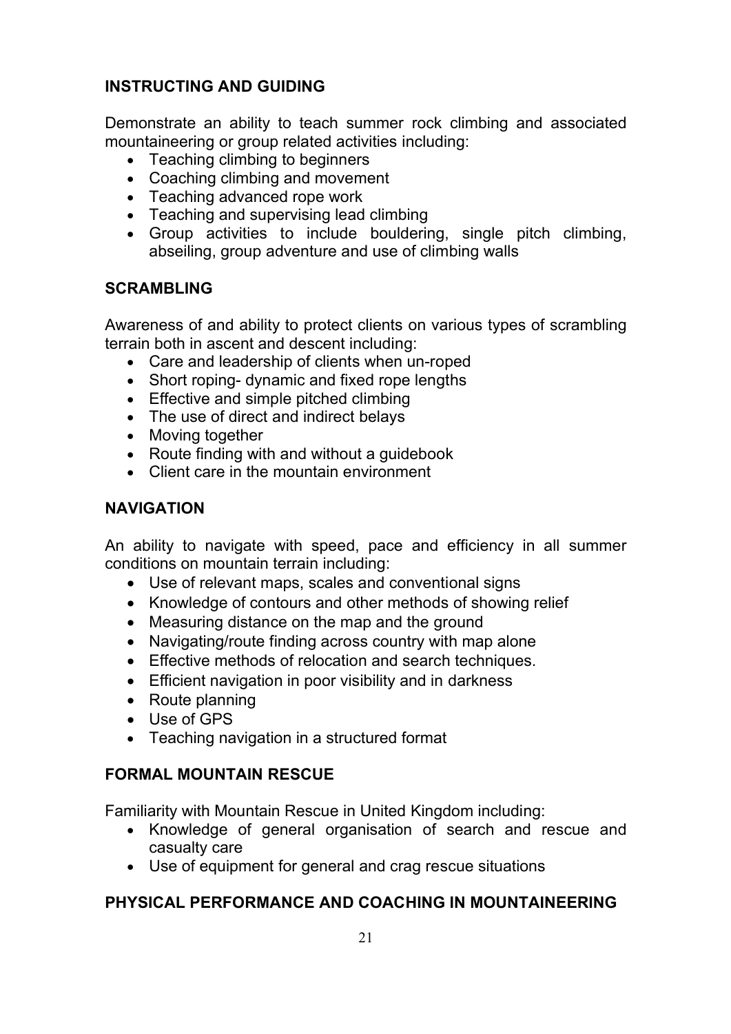### INSTRUCTING AND GUIDING

Demonstrate an ability to teach summer rock climbing and associated mountaineering or group related activities including:

- Teaching climbing to beginners
- Coaching climbing and movement
- Teaching advanced rope work
- Teaching and supervising lead climbing
- Group activities to include bouldering, single pitch climbing, abseiling, group adventure and use of climbing walls

### SCRAMBLING

Awareness of and ability to protect clients on various types of scrambling terrain both in ascent and descent including:

- Care and leadership of clients when un-roped
- Short roping- dynamic and fixed rope lengths
- Effective and simple pitched climbing
- The use of direct and indirect belays
- Moving together
- Route finding with and without a guidebook
- Client care in the mountain environment

### NAVIGATION

An ability to navigate with speed, pace and efficiency in all summer conditions on mountain terrain including:

- Use of relevant maps, scales and conventional signs
- Knowledge of contours and other methods of showing relief
- Measuring distance on the map and the ground
- Navigating/route finding across country with map alone
- Effective methods of relocation and search techniques.
- Efficient navigation in poor visibility and in darkness
- Route planning
- Use of GPS
- Teaching navigation in a structured format

### FORMAL MOUNTAIN RESCUE

Familiarity with Mountain Rescue in United Kingdom including:

- Knowledge of general organisation of search and rescue and casualty care
- Use of equipment for general and crag rescue situations

### PHYSICAL PERFORMANCE AND COACHING IN MOUNTAINEERING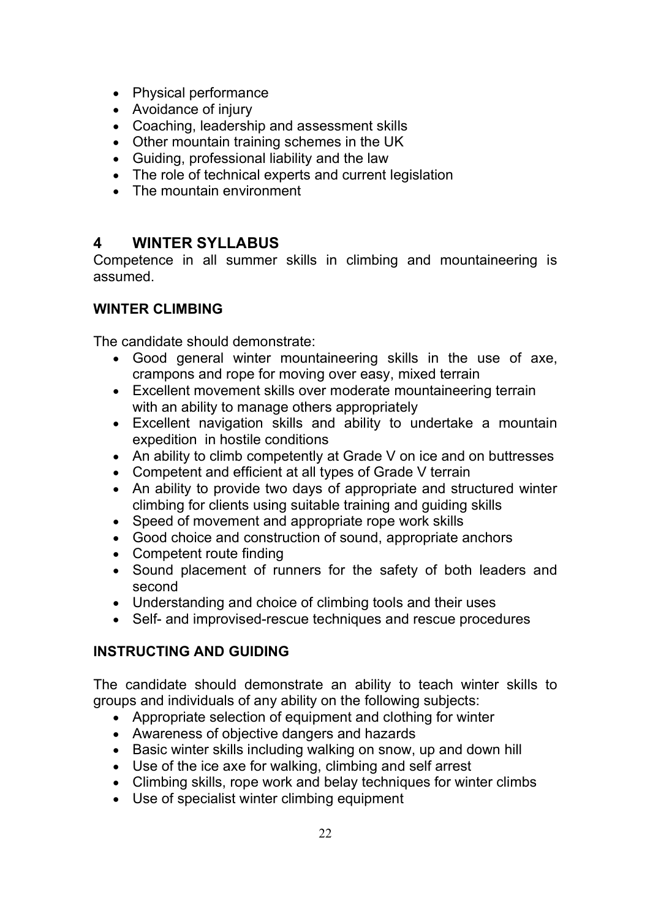- Physical performance
- Avoidance of injury
- Coaching, leadership and assessment skills
- Other mountain training schemes in the UK
- Guiding, professional liability and the law
- The role of technical experts and current legislation
- The mountain environment

## 4 WINTER SYLLABUS

Competence in all summer skills in climbing and mountaineering is assumed.

### WINTER CLIMBING

The candidate should demonstrate:

- Good general winter mountaineering skills in the use of axe, crampons and rope for moving over easy, mixed terrain
- Excellent movement skills over moderate mountaineering terrain with an ability to manage others appropriately
- Excellent navigation skills and ability to undertake a mountain expedition in hostile conditions
- An ability to climb competently at Grade V on ice and on buttresses
- Competent and efficient at all types of Grade V terrain
- An ability to provide two days of appropriate and structured winter climbing for clients using suitable training and guiding skills
- Speed of movement and appropriate rope work skills
- Good choice and construction of sound, appropriate anchors
- Competent route finding
- Sound placement of runners for the safety of both leaders and second
- Understanding and choice of climbing tools and their uses
- Self- and improvised-rescue techniques and rescue procedures

### INSTRUCTING AND GUIDING

The candidate should demonstrate an ability to teach winter skills to groups and individuals of any ability on the following subjects:

- Appropriate selection of equipment and clothing for winter
- Awareness of objective dangers and hazards
- Basic winter skills including walking on snow, up and down hill
- Use of the ice axe for walking, climbing and self arrest
- Climbing skills, rope work and belay techniques for winter climbs
- Use of specialist winter climbing equipment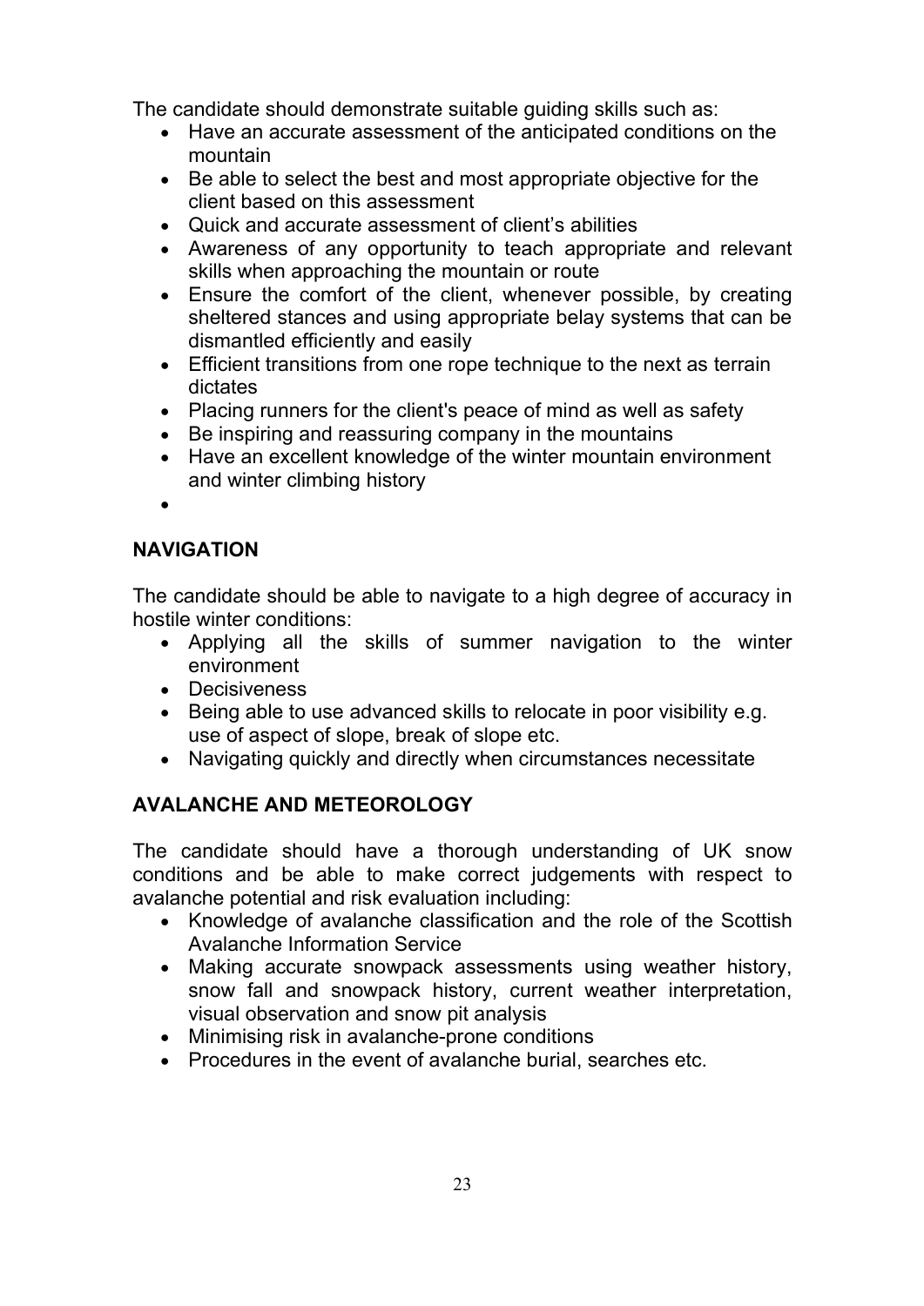The candidate should demonstrate suitable guiding skills such as:

- Have an accurate assessment of the anticipated conditions on the mountain
- Be able to select the best and most appropriate objective for the client based on this assessment
- Quick and accurate assessment of client's abilities
- Awareness of any opportunity to teach appropriate and relevant skills when approaching the mountain or route
- Ensure the comfort of the client, whenever possible, by creating sheltered stances and using appropriate belay systems that can be dismantled efficiently and easily
- Efficient transitions from one rope technique to the next as terrain dictates
- Placing runners for the client's peace of mind as well as safety
- Be inspiring and reassuring company in the mountains
- Have an excellent knowledge of the winter mountain environment and winter climbing history
- 

## NAVIGATION

The candidate should be able to navigate to a high degree of accuracy in hostile winter conditions:

- Applying all the skills of summer navigation to the winter environment
- Decisiveness
- Being able to use advanced skills to relocate in poor visibility e.g. use of aspect of slope, break of slope etc.
- Navigating quickly and directly when circumstances necessitate

## AVALANCHE AND METEOROLOGY

The candidate should have a thorough understanding of UK snow conditions and be able to make correct judgements with respect to avalanche potential and risk evaluation including:

- Knowledge of avalanche classification and the role of the Scottish Avalanche Information Service
- Making accurate snowpack assessments using weather history, snow fall and snowpack history, current weather interpretation, visual observation and snow pit analysis
- Minimising risk in avalanche-prone conditions
- Procedures in the event of avalanche burial, searches etc.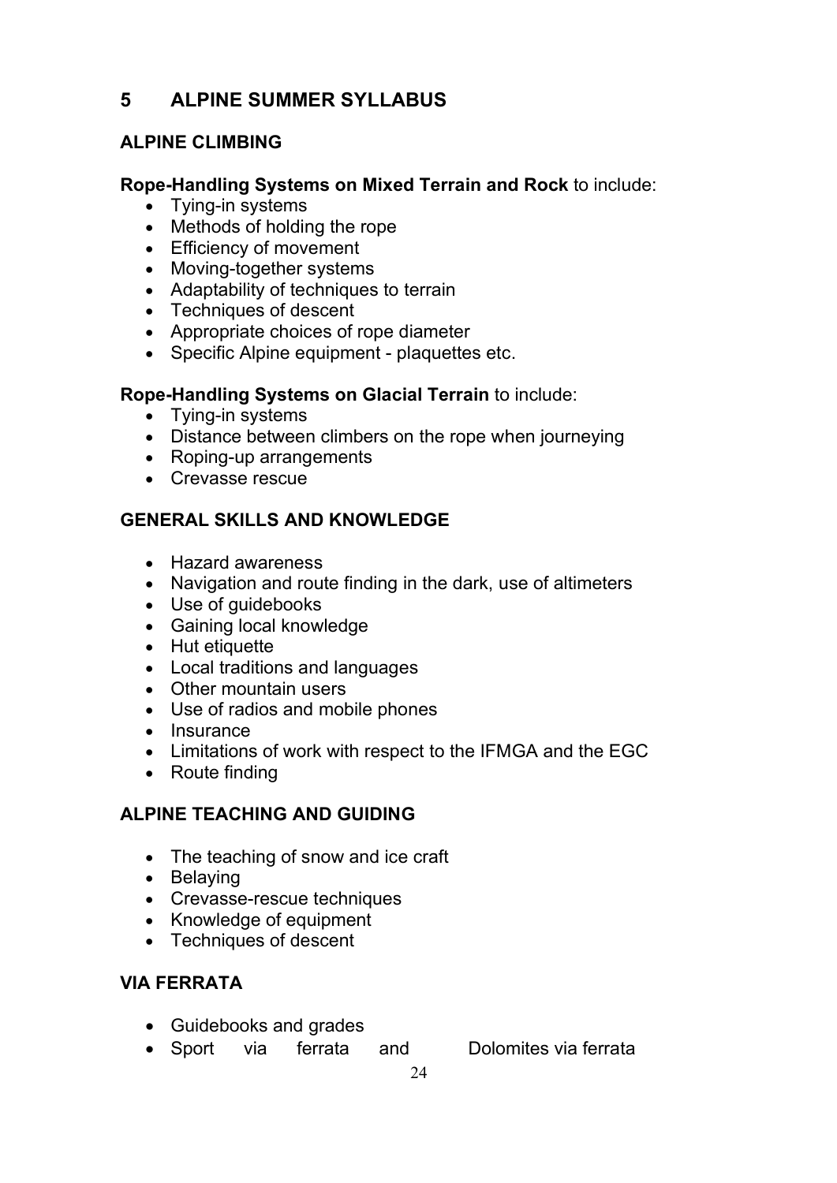# 5 ALPINE SUMMER SYLLABUS

## ALPINE CLIMBING

**Rope-Handling Systems on Mixed Terrain and Rock** to include:

- Tying-in systems
- Methods of holding the rope
- Efficiency of movement
- Moving-together systems
- Adaptability of techniques to terrain
- Techniques of descent
- Appropriate choices of rope diameter
- Specific Alpine equipment - plaquettes etc.

**Rope-Handling Systems on Glacial Terrain** to include:

- Tying-in systems
- Distance between climbers on the rope when journeying
- Roping-up arrangements
- Crevasse rescue

## GENERAL SKILLS AND KNOWLEDGE

- Hazard awareness
- Navigation and route finding in the dark, use of altimeters
- Use of guidebooks
- Gaining local knowledge
- Hut etiquette
- Local traditions and languages
- Other mountain users
- Use of radios and mobile phones
- Insurance
- Limitations of work with respect to the IFMGA and the EGC
- Route finding

## ALPINE TEACHING AND GUIDING

- The teaching of snow and ice craft
- Belaying
- Crevasse-rescue techniques
- Knowledge of equipment
- Techniques of descent

## VIA FERRATA

- Guidebooks and grades
- Sport via ferrata and Dolomites via ferrata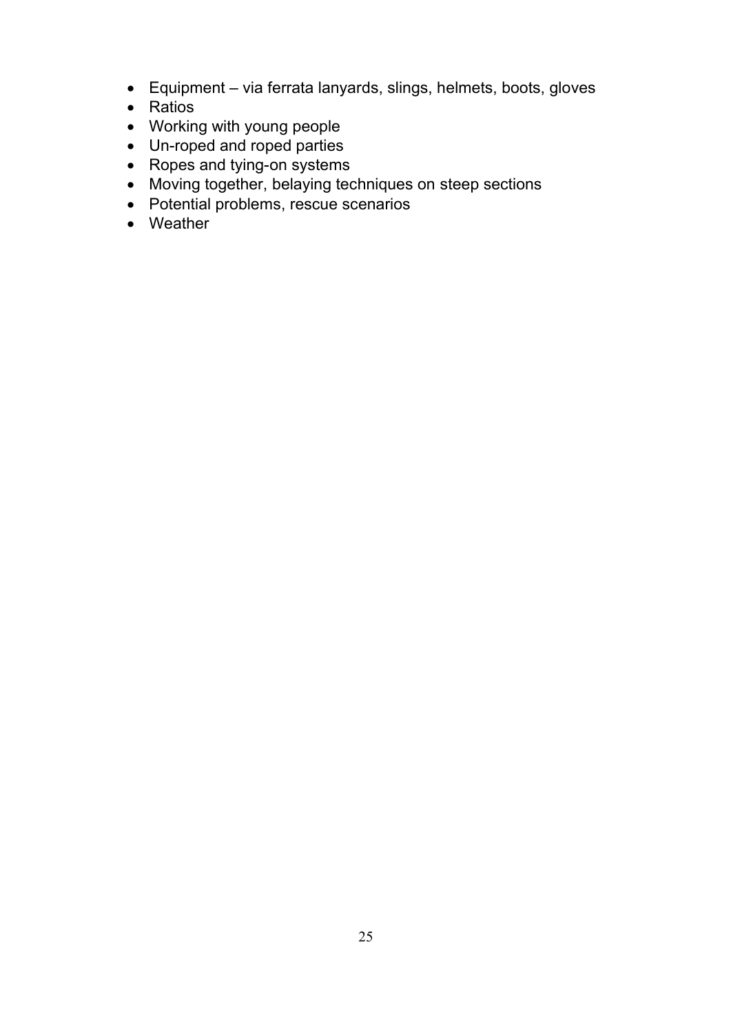- Equipment – via ferrata lanyards, slings, helmets, boots, gloves
- Ratios
- Working with young people
- Un-roped and roped parties
- Ropes and tying-on systems
- Moving together, belaying techniques on steep sections
- Potential problems, rescue scenarios
- Weather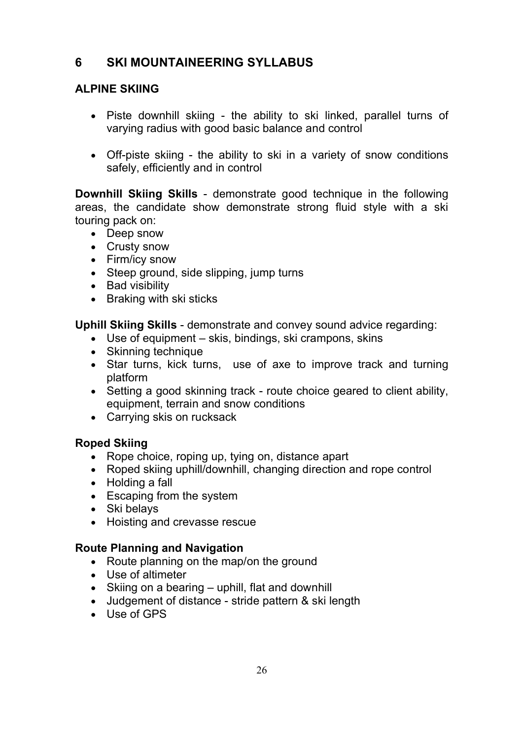## 6 SKI MOUNTAINEERING SYLLABUS

### ALPINE SKIING

- Piste downhill skiing - the ability to ski linked, parallel turns of varying radius with good basic balance and control
- Off-piste skiing - the ability to ski in a variety of snow conditions safely, efficiently and in control

**Downhill Skiing Skills** - demonstrate good technique in the following areas, the candidate show demonstrate strong fluid style with a ski touring pack on:

- Deep snow
- Crusty snow
- Firm/icy snow
- Steep ground, side slipping, jump turns
- Bad visibility
- Braking with ski sticks

**Uphill Skiing Skills** - demonstrate and convey sound advice regarding:

- Use of equipment – skis, bindings, ski crampons, skins
- Skinning technique
- Star turns, kick turns, use of axe to improve track and turning platform
- Setting a good skinning track - route choice geared to client ability, equipment, terrain and snow conditions
- Carrying skis on rucksack

**Roped Skiing**

- Rope choice, roping up, tying on, distance apart
- Roped skiing uphill/downhill, changing direction and rope control
- Holding a fall
- Escaping from the system
- Ski belays
- Hoisting and crevasse rescue

**Route Planning and Navigation**

- Route planning on the map/on the ground
- Use of altimeter
- Skiing on a bearing – uphill, flat and downhill
- Judgement of distance - stride pattern & ski length
- Use of GPS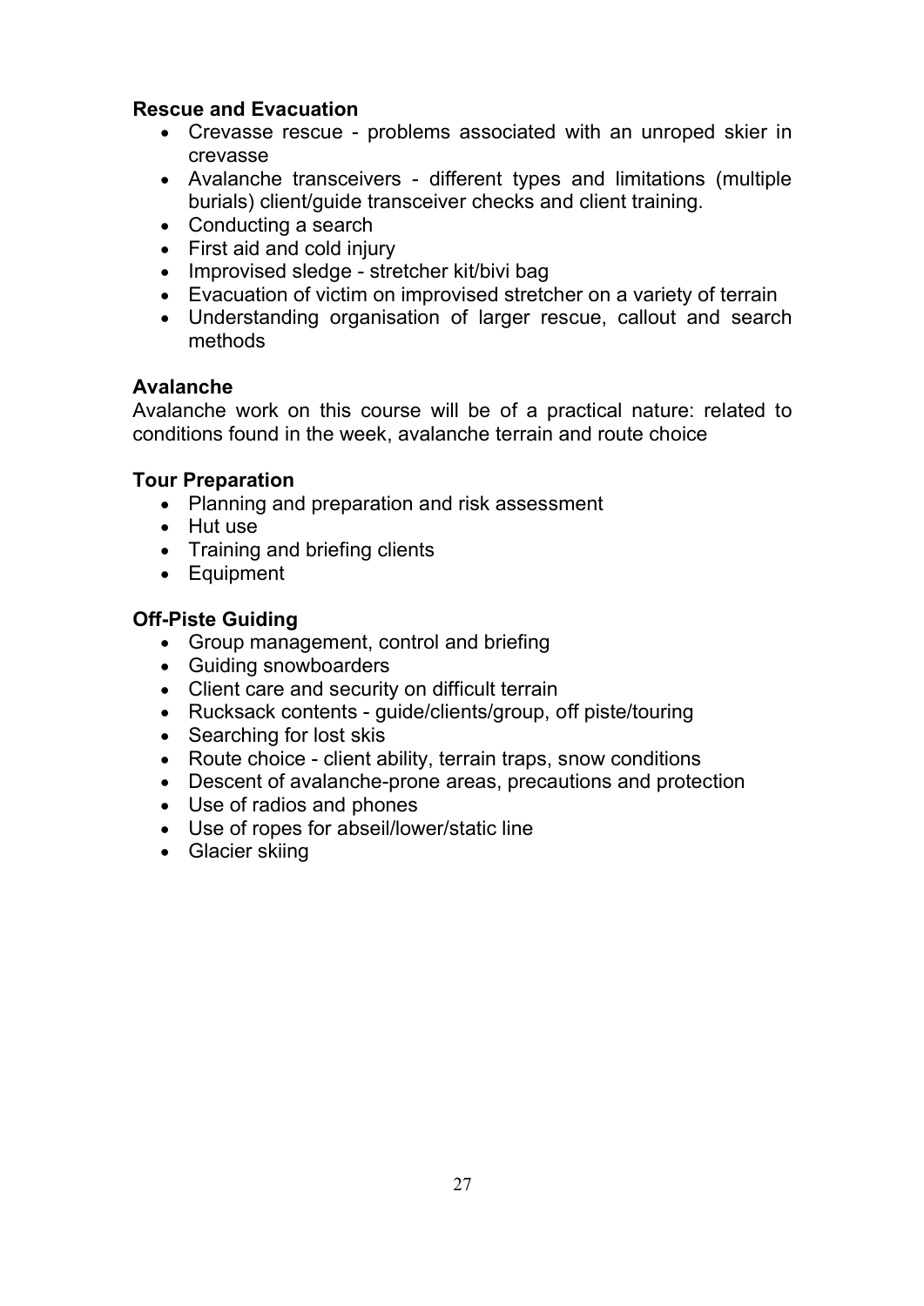**Rescue and Evacuation**

- Crevasse rescue - problems associated with an unroped skier in crevasse
- Avalanche transceivers - different types and limitations (multiple burials) client/guide transceiver checks and client training.
- Conducting a search
- First aid and cold injury
- Improvised sledge - stretcher kit/bivi bag
- Evacuation of victim on improvised stretcher on a variety of terrain
- Understanding organisation of larger rescue, callout and search methods

**Avalanche**

Avalanche work on this course will be of a practical nature: related to conditions found in the week, avalanche terrain and route choice

**Tour Preparation**

- Planning and preparation and risk assessment
- Hut use
- Training and briefing clients
- Equipment

**Off-Piste Guiding**

- Group management, control and briefing
- Guiding snowboarders
- Client care and security on difficult terrain
- Rucksack contents - guide/clients/group, off piste/touring
- Searching for lost skis
- Route choice - client ability, terrain traps, snow conditions
- Descent of avalanche-prone areas, precautions and protection
- Use of radios and phones
- Use of ropes for abseil/lower/static line
- Glacier skiing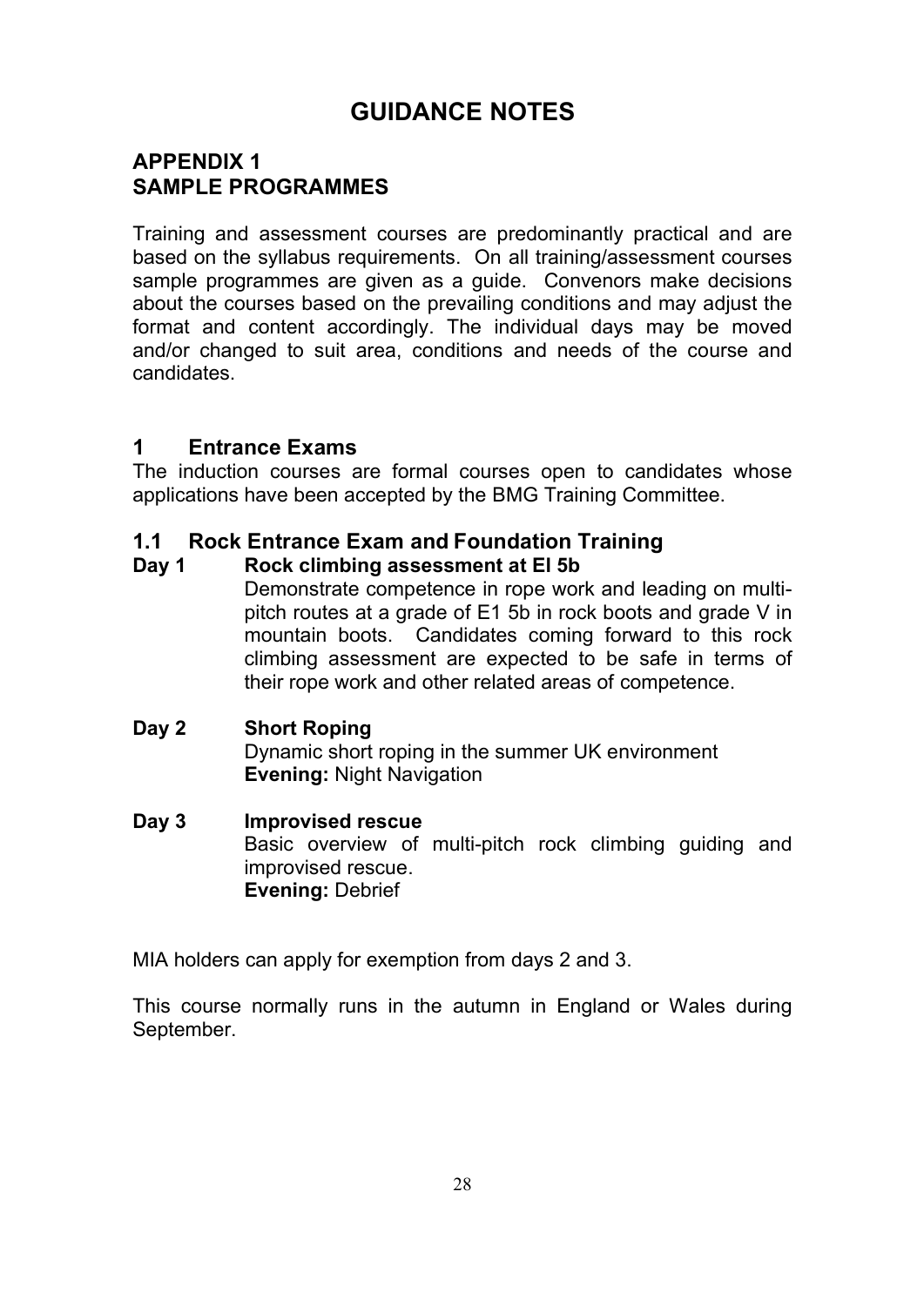# GUIDANCE NOTES

## APPENDIX 1
## SAMPLE PROGRAMMES

Training and assessment courses are predominantly practical and are based on the syllabus requirements. On all training/assessment courses sample programmes are given as a guide. Convenors make decisions about the courses based on the prevailing conditions and may adjust the format and content accordingly. The individual days may be moved and/or changed to suit area, conditions and needs of the course and candidates.

## 1 Entrance Exams

The induction courses are formal courses open to candidates whose applications have been accepted by the BMG Training Committee.

### 1.1 Rock Entrance Exam and Foundation Training

**Day 1 Rock climbing assessment at El 5b**

Demonstrate competence in rope work and leading on multi-pitch routes at a grade of E1 5b in rock boots and grade V in mountain boots. Candidates coming forward to this rock climbing assessment are expected to be safe in terms of their rope work and other related areas of competence.

**Day 2 Short Roping**

Dynamic short roping in the summer UK environment
**Evening:** Night Navigation

**Day 3 Improvised rescue**

Basic overview of multi-pitch rock climbing guiding and improvised rescue.
**Evening:** Debrief

MIA holders can apply for exemption from days 2 and 3.

This course normally runs in the autumn in England or Wales during September.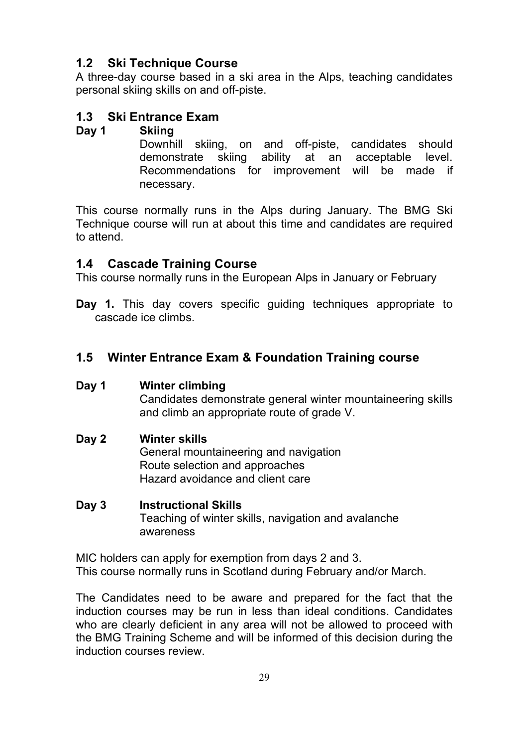## 1.2 Ski Technique Course

A three-day course based in a ski area in the Alps, teaching candidates personal skiing skills on and off-piste.

## 1.3 Ski Entrance Exam

**Day 1 Skiing**

Downhill skiing, on and off-piste, candidates should demonstrate skiing ability at an acceptable level. Recommendations for improvement will be made if necessary.

This course normally runs in the Alps during January. The BMG Ski Technique course will run at about this time and candidates are required to attend.

## 1.4 Cascade Training Course

This course normally runs in the European Alps in January or February

**Day 1.** This day covers specific guiding techniques appropriate to cascade ice climbs.

## 1.5 Winter Entrance Exam & Foundation Training course

**Day 1 Winter climbing**

Candidates demonstrate general winter mountaineering skills and climb an appropriate route of grade V.

**Day 2 Winter skills**

General mountaineering and navigation
Route selection and approaches
Hazard avoidance and client care

**Day 3 Instructional Skills**

Teaching of winter skills, navigation and avalanche awareness

MIC holders can apply for exemption from days 2 and 3.
This course normally runs in Scotland during February and/or March.

The Candidates need to be aware and prepared for the fact that the induction courses may be run in less than ideal conditions. Candidates who are clearly deficient in any area will not be allowed to proceed with the BMG Training Scheme and will be informed of this decision during the induction courses review.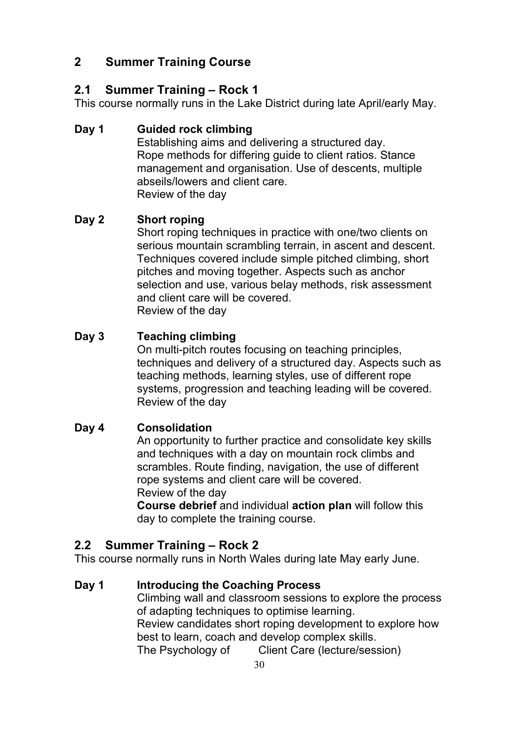## 2 Summer Training Course

### 2.1 Summer Training – Rock 1

This course normally runs in the Lake District during late April/early May.

**Day 1 Guided rock climbing**

Establishing aims and delivering a structured day.
Rope methods for differing guide to client ratios. Stance management and organisation. Use of descents, multiple abseils/lowers and client care.
Review of the day

**Day 2 Short roping**

Short roping techniques in practice with one/two clients on serious mountain scrambling terrain, in ascent and descent. Techniques covered include simple pitched climbing, short pitches and moving together. Aspects such as anchor selection and use, various belay methods, risk assessment and client care will be covered.
Review of the day

**Day 3 Teaching climbing**

On multi-pitch routes focusing on teaching principles, techniques and delivery of a structured day. Aspects such as teaching methods, learning styles, use of different rope systems, progression and teaching leading will be covered.
Review of the day

**Day 4 Consolidation**

An opportunity to further practice and consolidate key skills and techniques with a day on mountain rock climbs and scrambles. Route finding, navigation, the use of different rope systems and client care will be covered.
Review of the day
**Course debrief** and individual **action plan** will follow this day to complete the training course.

### 2.2 Summer Training – Rock 2

This course normally runs in North Wales during late May early June.

**Day 1 Introducing the Coaching Process**

Climbing wall and classroom sessions to explore the process of adapting techniques to optimise learning.
Review candidates short roping development to explore how best to learn, coach and develop complex skills.
The Psychology of Client Care (lecture/session)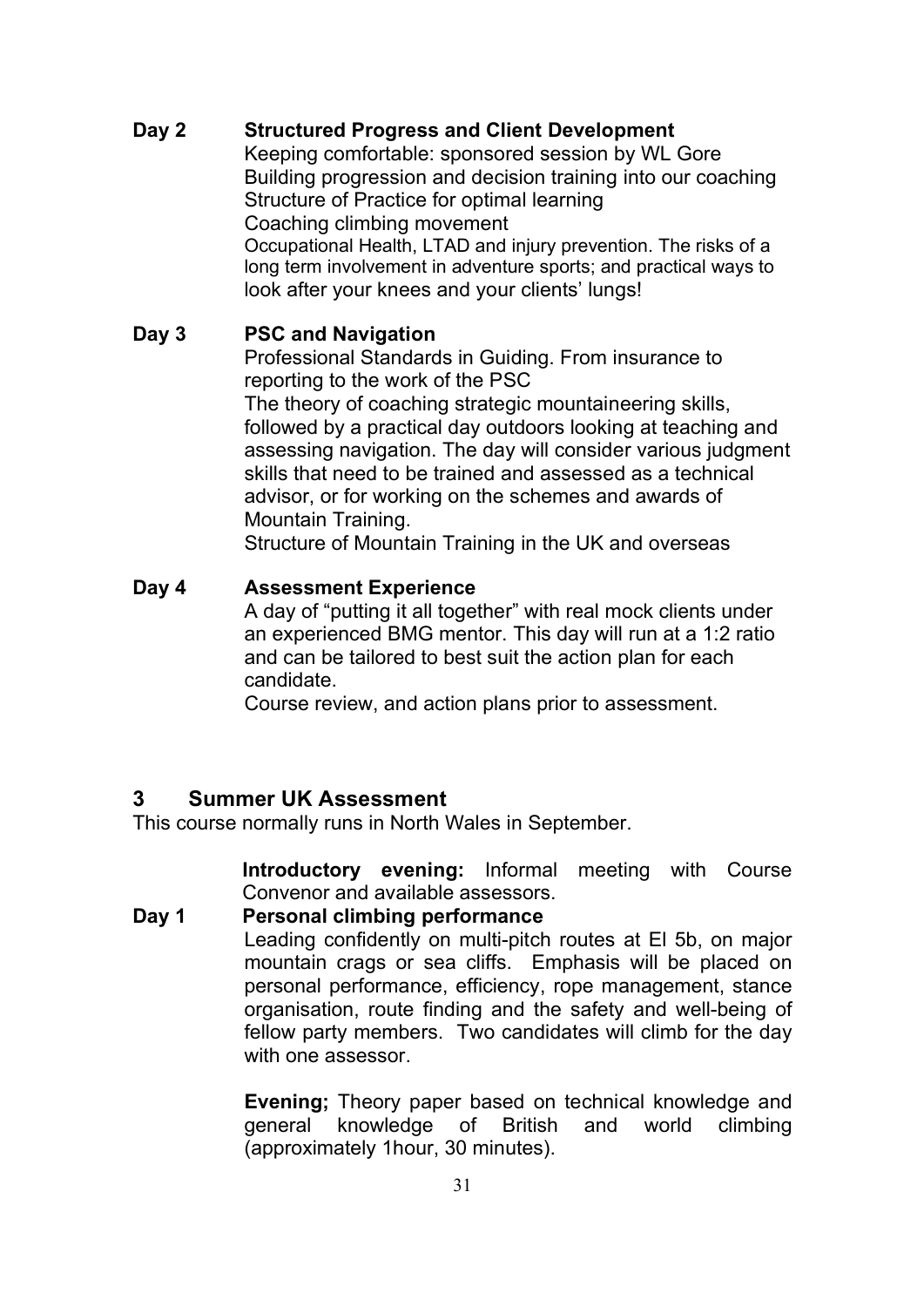**Day 2 Structured Progress and Client Development**

Keeping comfortable: sponsored session by WL Gore
Building progression and decision training into our coaching
Structure of Practice for optimal learning
Coaching climbing movement
Occupational Health, LTAD and injury prevention. The risks of a long term involvement in adventure sports; and practical ways to look after your knees and your clients' lungs!

**Day 3 PSC and Navigation**

Professional Standards in Guiding. From insurance to reporting to the work of the PSC
The theory of coaching strategic mountaineering skills, followed by a practical day outdoors looking at teaching and assessing navigation. The day will consider various judgment skills that need to be trained and assessed as a technical advisor, or for working on the schemes and awards of Mountain Training.
Structure of Mountain Training in the UK and overseas

**Day 4 Assessment Experience**

A day of "putting it all together" with real mock clients under an experienced BMG mentor. This day will run at a 1:2 ratio and can be tailored to best suit the action plan for each candidate.
Course review, and action plans prior to assessment.

## 3 Summer UK Assessment

This course normally runs in North Wales in September.

**Introductory evening:** Informal meeting with Course Convenor and available assessors.

**Day 1 Personal climbing performance**

Leading confidently on multi-pitch routes at El 5b, on major mountain crags or sea cliffs. Emphasis will be placed on personal performance, efficiency, rope management, stance organisation, route finding and the safety and well-being of fellow party members. Two candidates will climb for the day with one assessor.

**Evening;** Theory paper based on technical knowledge and general knowledge of British and world climbing (approximately 1hour, 30 minutes).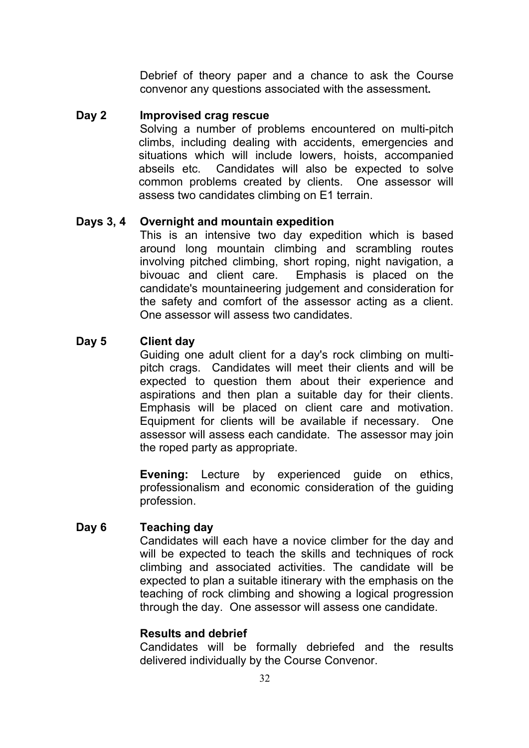Debrief of theory paper and a chance to ask the Course convenor any questions associated with the assessment**.**

**Day 2 Improvised crag rescue**

Solving a number of problems encountered on multi-pitch climbs, including dealing with accidents, emergencies and situations which will include lowers, hoists, accompanied abseils etc. Candidates will also be expected to solve common problems created by clients. One assessor will assess two candidates climbing on E1 terrain.

**Days 3, 4 Overnight and mountain expedition**

This is an intensive two day expedition which is based around long mountain climbing and scrambling routes involving pitched climbing, short roping, night navigation, a bivouac and client care. Emphasis is placed on the candidate's mountaineering judgement and consideration for the safety and comfort of the assessor acting as a client. One assessor will assess two candidates.

**Day 5 Client day**

Guiding one adult client for a day's rock climbing on multi-pitch crags. Candidates will meet their clients and will be expected to question them about their experience and aspirations and then plan a suitable day for their clients. Emphasis will be placed on client care and motivation. Equipment for clients will be available if necessary. One assessor will assess each candidate. The assessor may join the roped party as appropriate.

**Evening:** Lecture by experienced guide on ethics, professionalism and economic consideration of the guiding profession.

**Day 6 Teaching day**

Candidates will each have a novice climber for the day and will be expected to teach the skills and techniques of rock climbing and associated activities. The candidate will be expected to plan a suitable itinerary with the emphasis on the teaching of rock climbing and showing a logical progression through the day. One assessor will assess one candidate.

**Results and debrief**

Candidates will be formally debriefed and the results delivered individually by the Course Convenor.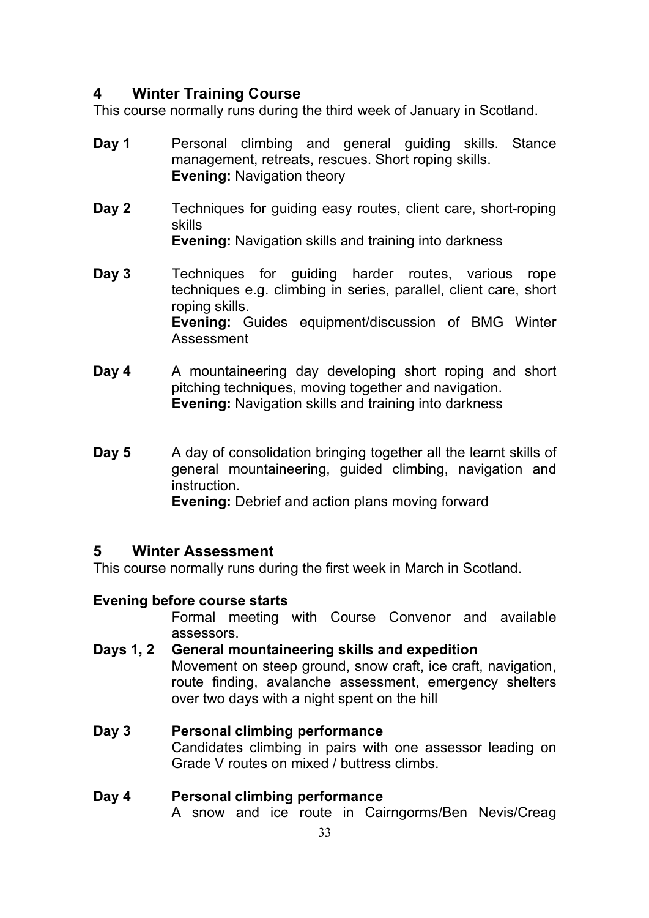## 4 Winter Training Course

This course normally runs during the third week of January in Scotland.

**Day 1** Personal climbing and general guiding skills. Stance management, retreats, rescues. Short roping skills.
**Evening:** Navigation theory

**Day 2** Techniques for guiding easy routes, client care, short-roping skills
**Evening:** Navigation skills and training into darkness

**Day 3** Techniques for guiding harder routes, various rope techniques e.g. climbing in series, parallel, client care, short roping skills.
**Evening:** Guides equipment/discussion of BMG Winter Assessment

**Day 4** A mountaineering day developing short roping and short pitching techniques, moving together and navigation.
**Evening:** Navigation skills and training into darkness

**Day 5** A day of consolidation bringing together all the learnt skills of general mountaineering, guided climbing, navigation and instruction.
**Evening:** Debrief and action plans moving forward

## 5 Winter Assessment

This course normally runs during the first week in March in Scotland.

**Evening before course starts**
Formal meeting with Course Convenor and available assessors.

**Days 1, 2 General mountaineering skills and expedition**
Movement on steep ground, snow craft, ice craft, navigation, route finding, avalanche assessment, emergency shelters over two days with a night spent on the hill

**Day 3 Personal climbing performance**
Candidates climbing in pairs with one assessor leading on Grade V routes on mixed / buttress climbs.

**Day 4 Personal climbing performance**
A snow and ice route in Cairngorms/Ben Nevis/Creag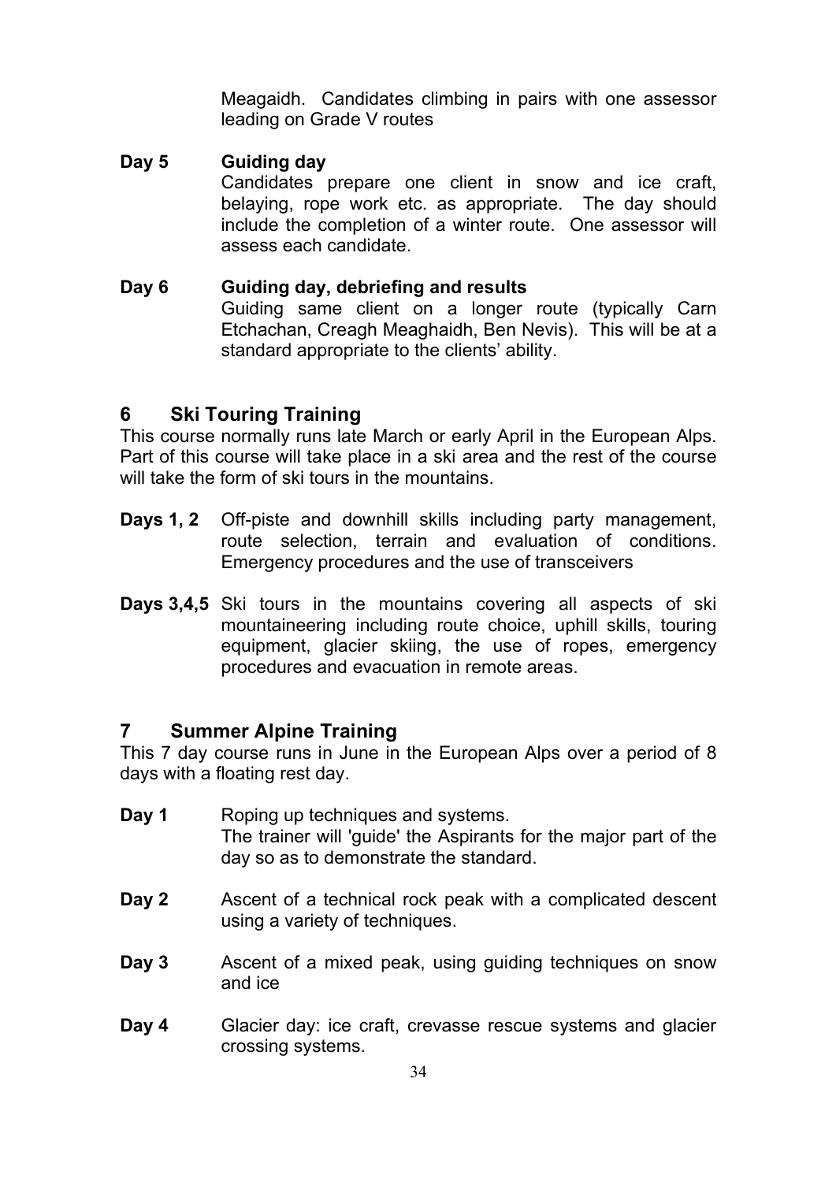Meagaidh. Candidates climbing in pairs with one assessor leading on Grade V routes

**Day 5** **Guiding day**
Candidates prepare one client in snow and ice craft, belaying, rope work etc. as appropriate. The day should include the completion of a winter route. One assessor will assess each candidate.

**Day 6** **Guiding day, debriefing and results**
Guiding same client on a longer route (typically Carn Etchachan, Creagh Meaghaidh, Ben Nevis). This will be at a standard appropriate to the clients' ability.

## 6 Ski Touring Training

This course normally runs late March or early April in the European Alps. Part of this course will take place in a ski area and the rest of the course will take the form of ski tours in the mountains.

**Days 1, 2** Off-piste and downhill skills including party management, route selection, terrain and evaluation of conditions. Emergency procedures and the use of transceivers

**Days 3,4,5** Ski tours in the mountains covering all aspects of ski mountaineering including route choice, uphill skills, touring equipment, glacier skiing, the use of ropes, emergency procedures and evacuation in remote areas.

## 7 Summer Alpine Training

This 7 day course runs in June in the European Alps over a period of 8 days with a floating rest day.

**Day 1** Roping up techniques and systems.
The trainer will 'guide' the Aspirants for the major part of the day so as to demonstrate the standard.

**Day 2** Ascent of a technical rock peak with a complicated descent using a variety of techniques.

**Day 3** Ascent of a mixed peak, using guiding techniques on snow and ice

**Day 4** Glacier day: ice craft, crevasse rescue systems and glacier crossing systems.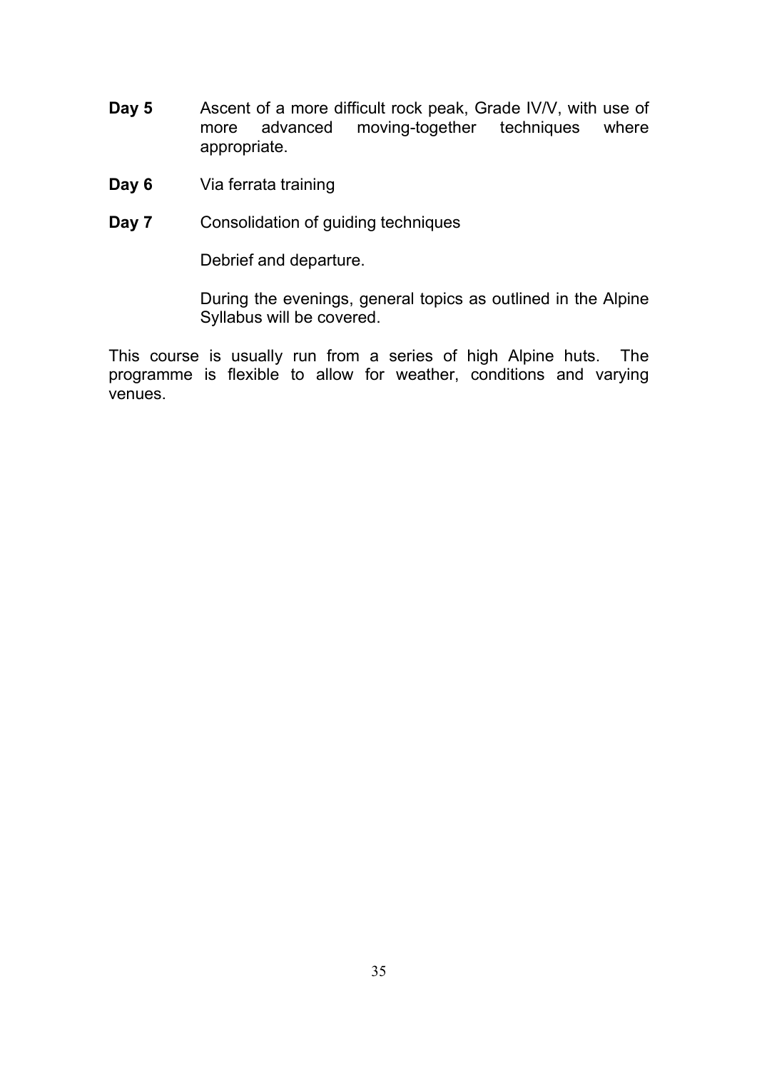**Day 5** Ascent of a more difficult rock peak, Grade IV/V, with use of more advanced moving-together techniques where appropriate.

**Day 6** Via ferrata training

**Day 7** Consolidation of guiding techniques

Debrief and departure.

During the evenings, general topics as outlined in the Alpine Syllabus will be covered.

This course is usually run from a series of high Alpine huts. The programme is flexible to allow for weather, conditions and varying venues.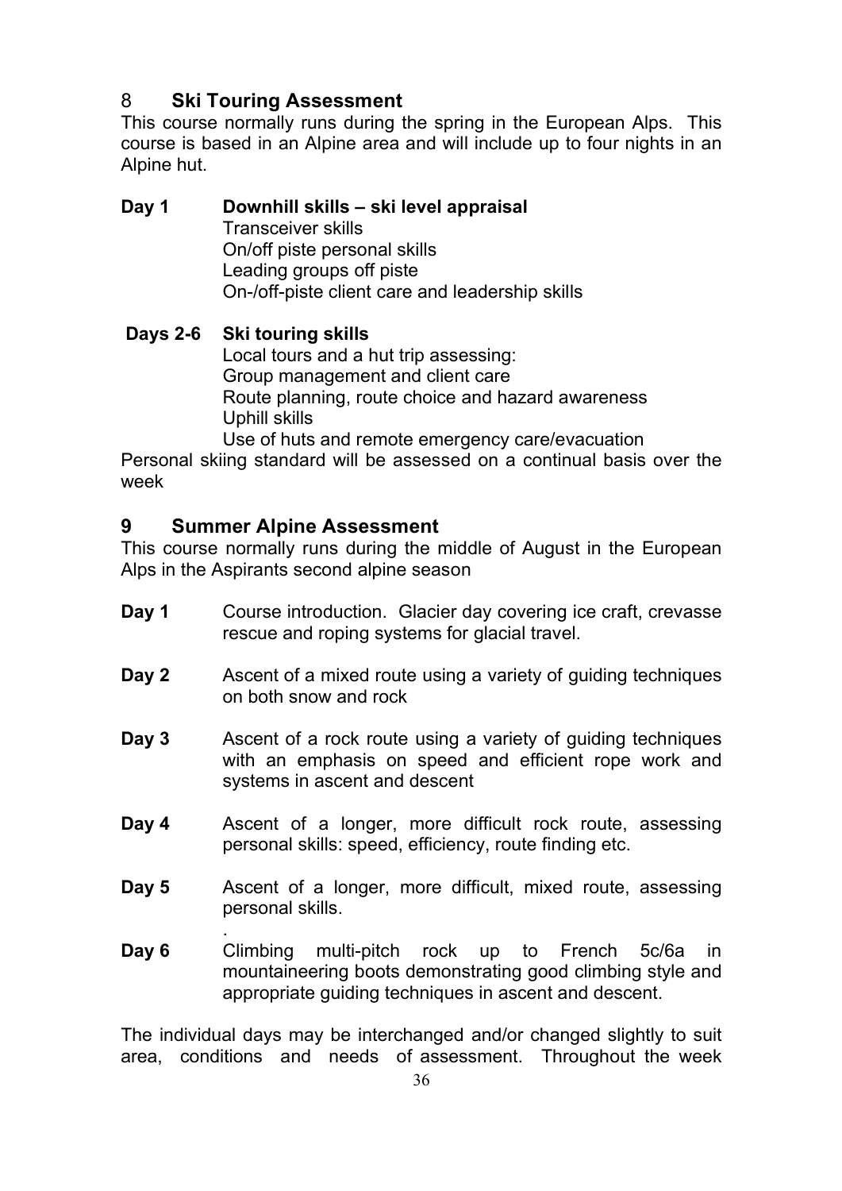## 8 **Ski Touring Assessment**

This course normally runs during the spring in the European Alps. This course is based in an Alpine area and will include up to four nights in an Alpine hut.

**Day 1 Downhill skills – ski level appraisal**
Transceiver skills
On/off piste personal skills
Leading groups off piste
On-/off-piste client care and leadership skills

**Days 2-6 Ski touring skills**
Local tours and a hut trip assessing:
Group management and client care
Route planning, route choice and hazard awareness
Uphill skills
Use of huts and remote emergency care/evacuation

Personal skiing standard will be assessed on a continual basis over the week

## 9 **Summer Alpine Assessment**

This course normally runs during the middle of August in the European Alps in the Aspirants second alpine season

**Day 1** Course introduction. Glacier day covering ice craft, crevasse rescue and roping systems for glacial travel.

**Day 2** Ascent of a mixed route using a variety of guiding techniques on both snow and rock

**Day 3** Ascent of a rock route using a variety of guiding techniques with an emphasis on speed and efficient rope work and systems in ascent and descent

**Day 4** Ascent of a longer, more difficult rock route, assessing personal skills: speed, efficiency, route finding etc.

**Day 5** Ascent of a longer, more difficult, mixed route, assessing personal skills.
.

**Day 6** Climbing multi-pitch rock up to French 5c/6a in mountaineering boots demonstrating good climbing style and appropriate guiding techniques in ascent and descent.

The individual days may be interchanged and/or changed slightly to suit area, conditions and needs of assessment. Throughout the week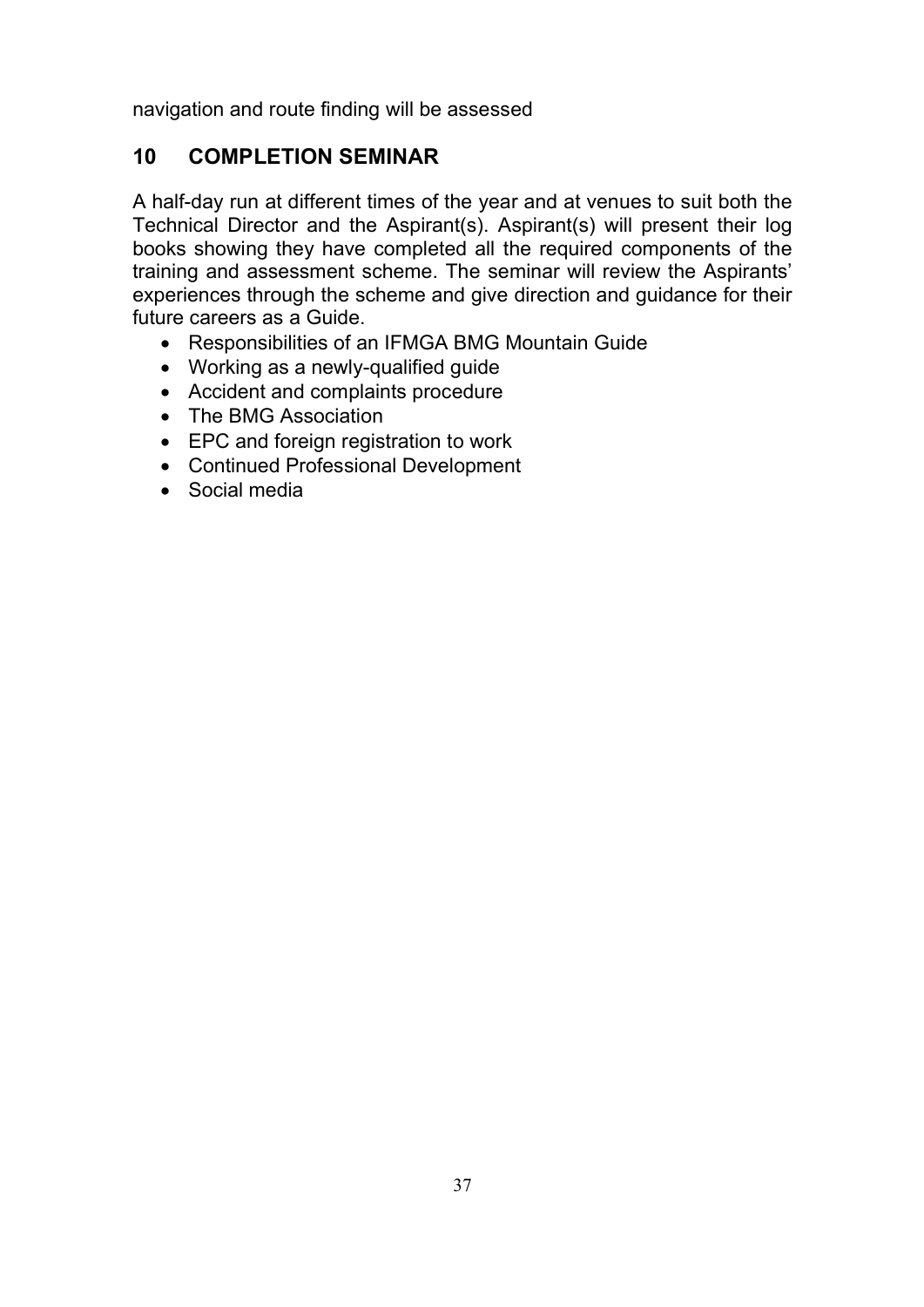navigation and route finding will be assessed

## 10 COMPLETION SEMINAR

A half-day run at different times of the year and at venues to suit both the Technical Director and the Aspirant(s). Aspirant(s) will present their log books showing they have completed all the required components of the training and assessment scheme. The seminar will review the Aspirants' experiences through the scheme and give direction and guidance for their future careers as a Guide.

- Responsibilities of an IFMGA BMG Mountain Guide
- Working as a newly-qualified guide
- Accident and complaints procedure
- The BMG Association
- EPC and foreign registration to work
- Continued Professional Development
- Social media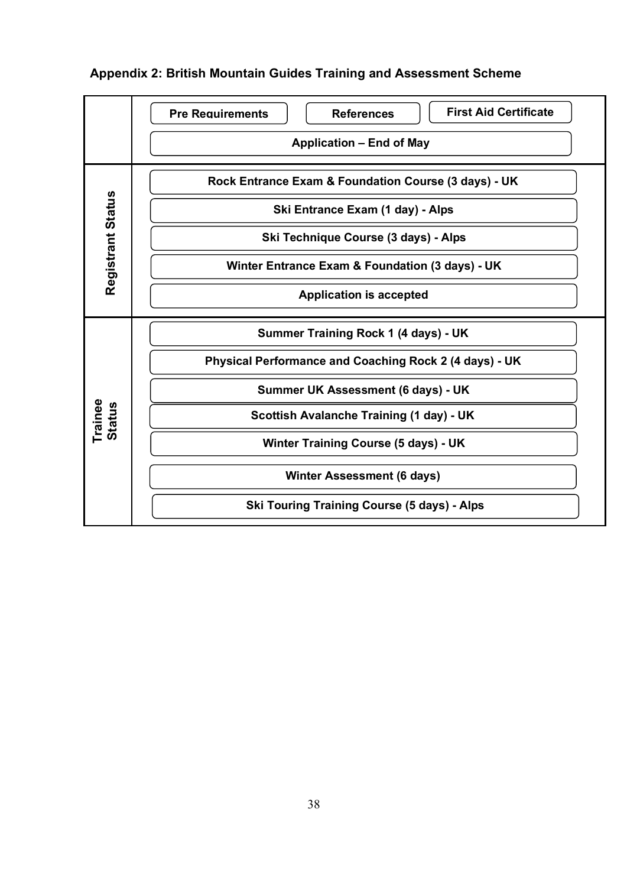## Appendix 2: British Mountain Guides Training and Assessment Scheme

| Stage | Steps |
| --- | --- |
| | Pre Requirements |
| | References |
| | First Aid Certificate |
| | Application – End of May |
| Registrant Status | Rock Entrance Exam & Foundation Course (3 days) - UK |
| | Ski Entrance Exam (1 day) - Alps |
| | Ski Technique Course (3 days) - Alps |
| | Winter Entrance Exam & Foundation (3 days) - UK |
| | Application is accepted |
| Trainee Status | Summer Training Rock 1 (4 days) - UK |
| | Physical Performance and Coaching Rock 2 (4 days) - UK |
| | Summer UK Assessment (6 days) - UK |
| | Scottish Avalanche Training (1 day) - UK |
| | Winter Training Course (5 days) - UK |
| | Winter Assessment (6 days) |
| | Ski Touring Training Course (5 days) - Alps |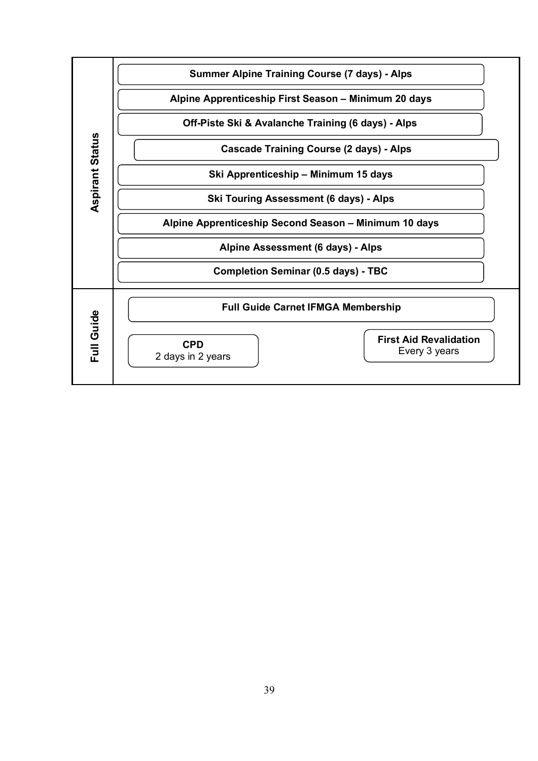| | |
|---|---|
| **Aspirant Status** | **Summer Alpine Training Course (7 days) - Alps** |
| | **Alpine Apprenticeship First Season – Minimum 20 days** |
| | **Off-Piste Ski & Avalanche Training (6 days) - Alps** |
| | **Cascade Training Course (2 days) - Alps** |
| | **Ski Apprenticeship – Minimum 15 days** |
| | **Ski Touring Assessment (6 days) - Alps** |
| | **Alpine Apprenticeship Second Season – Minimum 10 days** |
| | **Alpine Assessment (6 days) - Alps** |
| | **Completion Seminar (0.5 days) - TBC** |
| **Full Guide** | **Full Guide Carnet IFMGA Membership** |
| | **CPD** 2 days in 2 years |
| | **First Aid Revalidation** Every 3 years |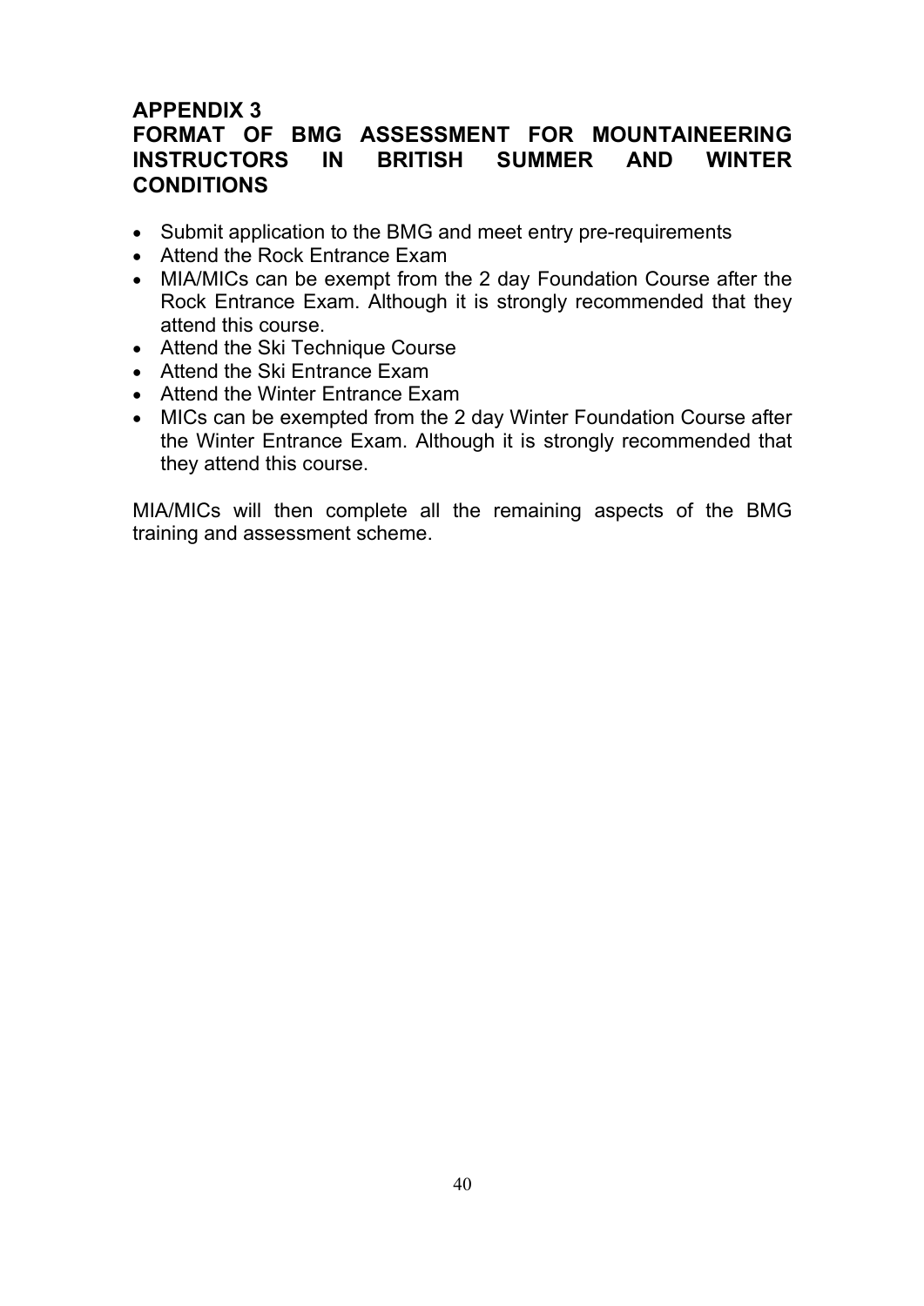## APPENDIX 3
## FORMAT OF BMG ASSESSMENT FOR MOUNTAINEERING INSTRUCTORS IN BRITISH SUMMER AND WINTER CONDITIONS

- Submit application to the BMG and meet entry pre-requirements
- Attend the Rock Entrance Exam
- MIA/MICs can be exempt from the 2 day Foundation Course after the Rock Entrance Exam. Although it is strongly recommended that they attend this course.
- Attend the Ski Technique Course
- Attend the Ski Entrance Exam
- Attend the Winter Entrance Exam
- MICs can be exempted from the 2 day Winter Foundation Course after the Winter Entrance Exam. Although it is strongly recommended that they attend this course.

MIA/MICs will then complete all the remaining aspects of the BMG training and assessment scheme.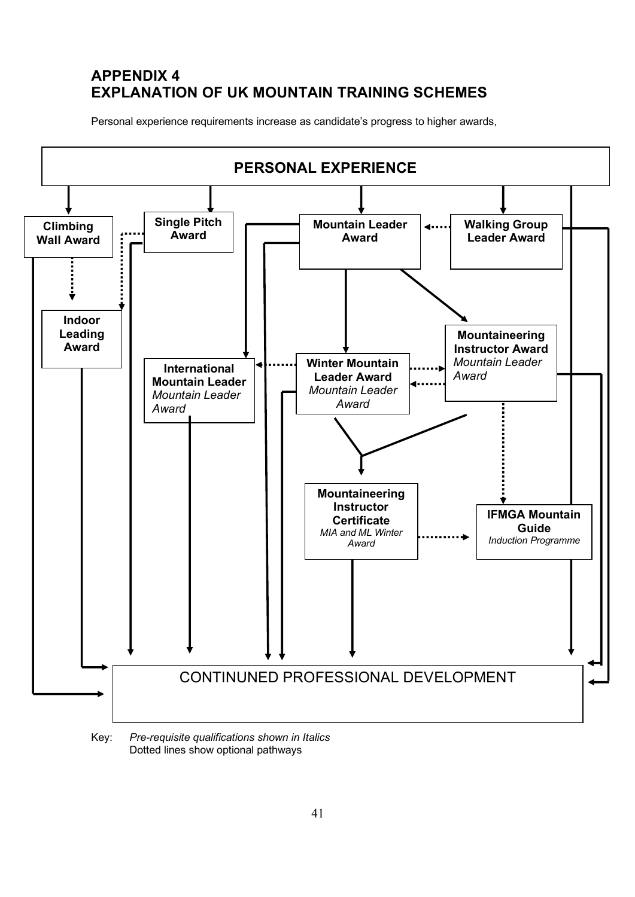# APPENDIX 4
# EXPLANATION OF UK MOUNTAIN TRAINING SCHEMES

Personal experience requirements increase as candidate's progress to higher awards,

**PERSONAL EXPERIENCE**

**Climbing Wall Award**

**Single Pitch Award**

**Mountain Leader Award**

**Walking Group Leader Award**

**Indoor Leading Award**

**Mountaineering Instructor Award**
*Mountain Leader Award*

**International Mountain Leader**
*Mountain Leader Award*

**Winter Mountain Leader Award**
*Mountain Leader Award*

**Mountaineering Instructor Certificate**
*MIA and ML Winter Award*

**IFMGA Mountain Guide**
*Induction Programme*

CONTINUNED PROFESSIONAL DEVELOPMENT

Key: *Pre-requisite qualifications shown in Italics*
Dotted lines show optional pathways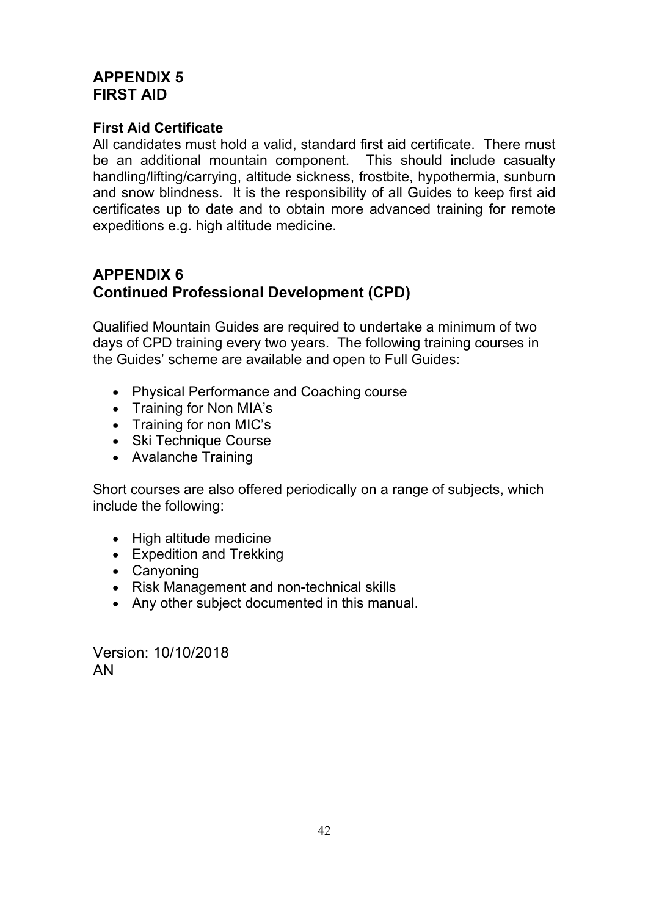## APPENDIX 5
## FIRST AID

### First Aid Certificate

All candidates must hold a valid, standard first aid certificate. There must be an additional mountain component. This should include casualty handling/lifting/carrying, altitude sickness, frostbite, hypothermia, sunburn and snow blindness. It is the responsibility of all Guides to keep first aid certificates up to date and to obtain more advanced training for remote expeditions e.g. high altitude medicine.

## APPENDIX 6
## Continued Professional Development (CPD)

Qualified Mountain Guides are required to undertake a minimum of two days of CPD training every two years. The following training courses in the Guides' scheme are available and open to Full Guides:

- Physical Performance and Coaching course
- Training for Non MIA's
- Training for non MIC's
- Ski Technique Course
- Avalanche Training

Short courses are also offered periodically on a range of subjects, which include the following:

- High altitude medicine
- Expedition and Trekking
- Canyoning
- Risk Management and non-technical skills
- Any other subject documented in this manual.

Version: 10/10/2018
AN